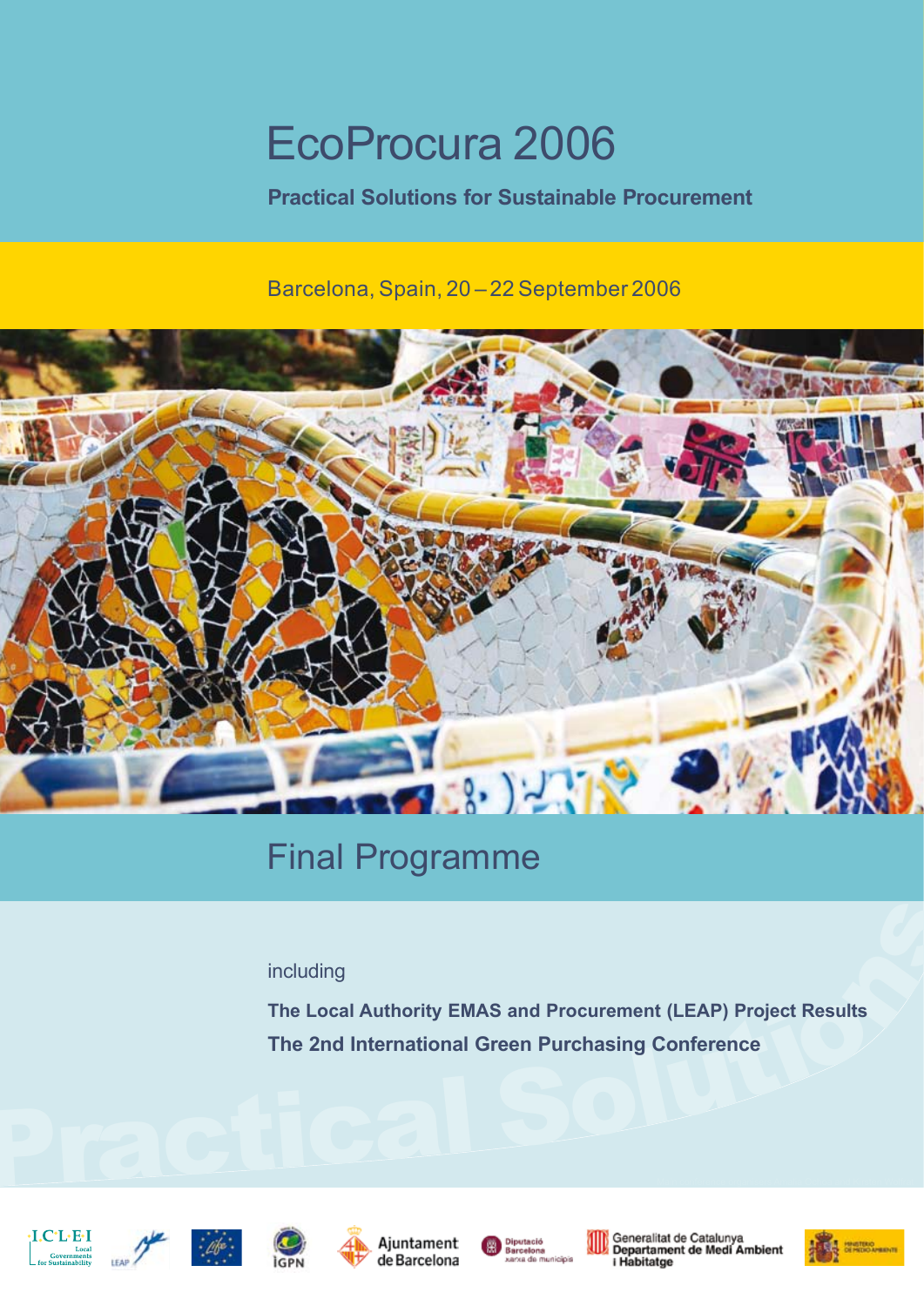# EcoProcura 2006

**Practical Solutions for Sustainable Procurement**

Barcelona, Spain, 20 – 22 September 2006

## Final Programme

including

**The Local Authority EMAS and Procurement (LEAP) Project Results**

**The 2nd International Green Purchasing Conference**

ICLEI Local Governments for Sustainability · LEAP · Life · IGPN · Ajuntament de Barcelona · Diputació Barcelona xarxa de municipis · Generalitat de Catalunya Departament de Medi Ambient i Habitatge · Ministerio de Medio Ambiente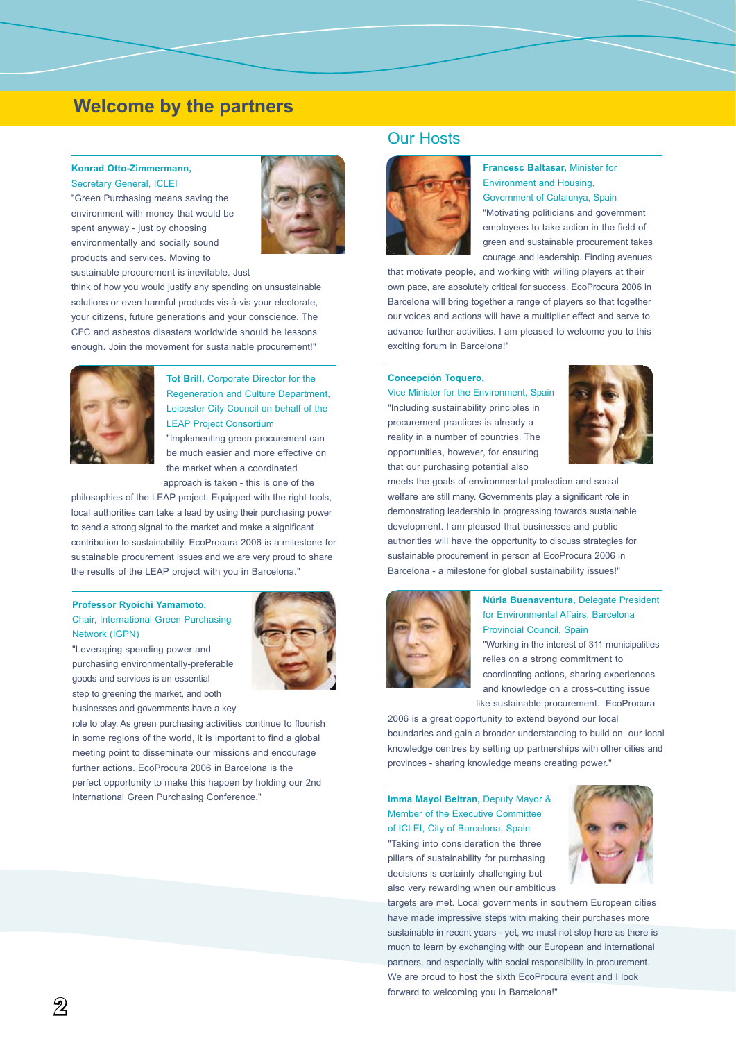# Welcome by the partners

**Konrad Otto-Zimmermann,**
Secretary General, ICLEI

"Green Purchasing means saving the environment with money that would be spent anyway - just by choosing environmentally and socially sound products and services. Moving to sustainable procurement is inevitable. Just think of how you would justify any spending on unsustainable solutions or even harmful products vis-à-vis your electorate, your citizens, future generations and your conscience. The CFC and asbestos disasters worldwide should be lessons enough. Join the movement for sustainable procurement!"

**Tot Brill,** Corporate Director for the Regeneration and Culture Department, Leicester City Council on behalf of the LEAP Project Consortium

"Implementing green procurement can be much easier and more effective on the market when a coordinated approach is taken - this is one of the philosophies of the LEAP project. Equipped with the right tools, local authorities can take a lead by using their purchasing power to send a strong signal to the market and make a significant contribution to sustainability. EcoProcura 2006 is a milestone for sustainable procurement issues and we are very proud to share the results of the LEAP project with you in Barcelona."

**Professor Ryoichi Yamamoto,**
Chair, International Green Purchasing Network (IGPN)

"Leveraging spending power and purchasing environmentally-preferable goods and services is an essential step to greening the market, and both businesses and governments have a key role to play. As green purchasing activities continue to flourish in some regions of the world, it is important to find a global meeting point to disseminate our missions and encourage further actions. EcoProcura 2006 in Barcelona is the perfect opportunity to make this happen by holding our 2nd International Green Purchasing Conference."

## Our Hosts

**Francesc Baltasar,** Minister for Environment and Housing, Government of Catalunya, Spain

"Motivating politicians and government employees to take action in the field of green and sustainable procurement takes courage and leadership. Finding avenues that motivate people, and working with willing players at their own pace, are absolutely critical for success. EcoProcura 2006 in Barcelona will bring together a range of players so that together our voices and actions will have a multiplier effect and serve to advance further activities. I am pleased to welcome you to this exciting forum in Barcelona!"

**Concepción Toquero,**
Vice Minister for the Environment, Spain

"Including sustainability principles in procurement practices is already a reality in a number of countries. The opportunities, however, for ensuring that our purchasing potential also meets the goals of environmental protection and social welfare are still many. Governments play a significant role in demonstrating leadership in progressing towards sustainable development. I am pleased that businesses and public authorities will have the opportunity to discuss strategies for sustainable procurement in person at EcoProcura 2006 in Barcelona - a milestone for global sustainability issues!"

**Núria Buenaventura,** Delegate President for Environmental Affairs, Barcelona Provincial Council, Spain

"Working in the interest of 311 municipalities relies on a strong commitment to coordinating actions, sharing experiences and knowledge on a cross-cutting issue like sustainable procurement. EcoProcura 2006 is a great opportunity to extend beyond our local boundaries and gain a broader understanding to build on our local knowledge centres by setting up partnerships with other cities and provinces - sharing knowledge means creating power."

**Imma Mayol Beltran,** Deputy Mayor & Member of the Executive Committee of ICLEI, City of Barcelona, Spain

"Taking into consideration the three pillars of sustainability for purchasing decisions is certainly challenging but also very rewarding when our ambitious targets are met. Local governments in southern European cities have made impressive steps with making their purchases more sustainable in recent years - yet, we must not stop here as there is much to learn by exchanging with our European and international partners, and especially with social responsibility in procurement. We are proud to host the sixth EcoProcura event and I look forward to welcoming you in Barcelona!"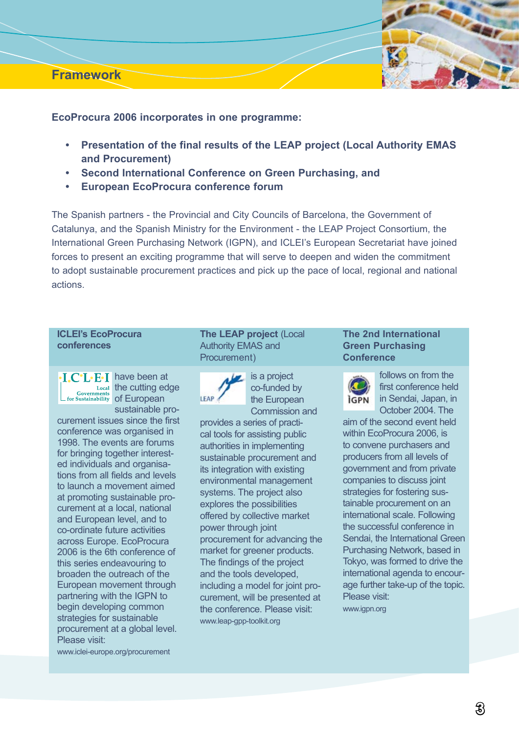# Framework

**EcoProcura 2006 incorporates in one programme:**

- **Presentation of the final results of the LEAP project (Local Authority EMAS and Procurement)**
- **Second International Conference on Green Purchasing, and**
- **European EcoProcura conference forum**

The Spanish partners - the Provincial and City Councils of Barcelona, the Government of Catalunya, and the Spanish Ministry for the Environment - the LEAP Project Consortium, the International Green Purchasing Network (IGPN), and ICLEI's European Secretariat have joined forces to present an exciting programme that will serve to deepen and widen the commitment to adopt sustainable procurement practices and pick up the pace of local, regional and national actions.

### ICLEI's EcoProcura conferences

ICLEI Local Governments for Sustainability have been at the cutting edge of European sustainable procurement issues since the first conference was organised in 1998. The events are forums for bringing together interested individuals and organisations from all fields and levels to launch a movement aimed at promoting sustainable procurement at a local, national and European level, and to co-ordinate future activities across Europe. EcoProcura 2006 is the 6th conference of this series endeavouring to broaden the outreach of the European movement through partnering with the IGPN to begin developing common strategies for sustainable procurement at a global level. Please visit:
www.iclei-europe.org/procurement

### The LEAP project (Local Authority EMAS and Procurement)

LEAP is a project co-funded by the European Commission and provides a series of practical tools for assisting public authorities in implementing sustainable procurement and its integration with existing environmental management systems. The project also explores the possibilities offered by collective market power through joint procurement for advancing the market for greener products. The findings of the project and the tools developed, including a model for joint procurement, will be presented at the conference. Please visit:
www.leap-gpp-toolkit.org

### The 2nd International Green Purchasing Conference

IGPN follows on from the first conference held in Sendai, Japan, in October 2004. The aim of the second event held within EcoProcura 2006, is to convene purchasers and producers from all levels of government and from private companies to discuss joint strategies for fostering sustainable procurement on an international scale. Following the successful conference in Sendai, the International Green Purchasing Network, based in Tokyo, was formed to drive the international agenda to encourage further take-up of the topic. Please visit:
www.igpn.org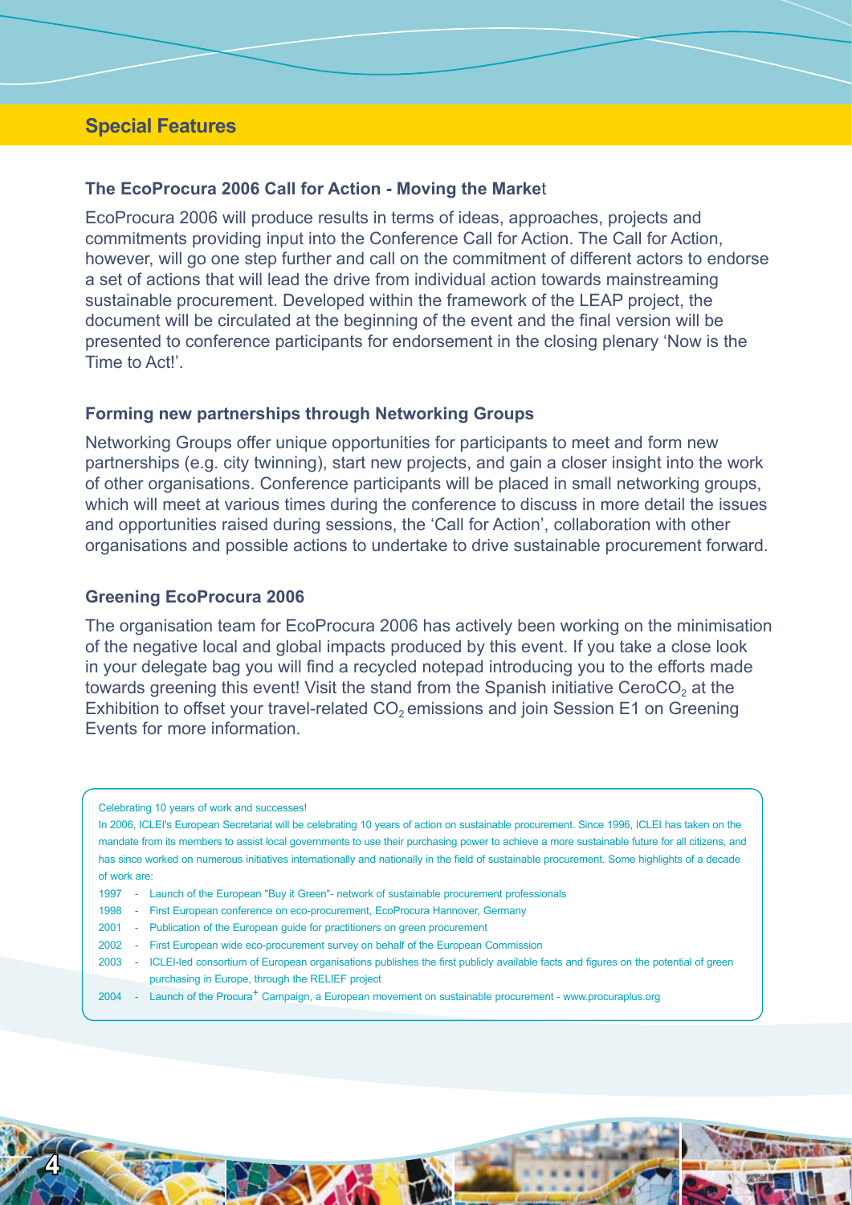## Special Features

### The EcoProcura 2006 Call for Action - Moving the Market

EcoProcura 2006 will produce results in terms of ideas, approaches, projects and commitments providing input into the Conference Call for Action. The Call for Action, however, will go one step further and call on the commitment of different actors to endorse a set of actions that will lead the drive from individual action towards mainstreaming sustainable procurement. Developed within the framework of the LEAP project, the document will be circulated at the beginning of the event and the final version will be presented to conference participants for endorsement in the closing plenary 'Now is the Time to Act!'.

### Forming new partnerships through Networking Groups

Networking Groups offer unique opportunities for participants to meet and form new partnerships (e.g. city twinning), start new projects, and gain a closer insight into the work of other organisations. Conference participants will be placed in small networking groups, which will meet at various times during the conference to discuss in more detail the issues and opportunities raised during sessions, the 'Call for Action', collaboration with other organisations and possible actions to undertake to drive sustainable procurement forward.

### Greening EcoProcura 2006

The organisation team for EcoProcura 2006 has actively been working on the minimisation of the negative local and global impacts produced by this event. If you take a close look in your delegate bag you will find a recycled notepad introducing you to the efforts made towards greening this event! Visit the stand from the Spanish initiative Cero$CO_2$ at the Exhibition to offset your travel-related $CO_2$ emissions and join Session E1 on Greening Events for more information.

Celebrating 10 years of work and successes!

In 2006, ICLEI's European Secretariat will be celebrating 10 years of action on sustainable procurement. Since 1996, ICLEI has taken on the mandate from its members to assist local governments to use their purchasing power to achieve a more sustainable future for all citizens, and has since worked on numerous initiatives internationally and nationally in the field of sustainable procurement. Some highlights of a decade of work are:

- 1997 - Launch of the European "Buy it Green"- network of sustainable procurement professionals
- 1998 - First European conference on eco-procurement, EcoProcura Hannover, Germany
- 2001 - Publication of the European guide for practitioners on green procurement
- 2002 - First European wide eco-procurement survey on behalf of the European Commission
- 2003 - ICLEI-led consortium of European organisations publishes the first publicly available facts and figures on the potential of green purchasing in Europe, through the RELIEF project
- 2004 - Launch of the Procura+ Campaign, a European movement on sustainable procurement - www.procuraplus.org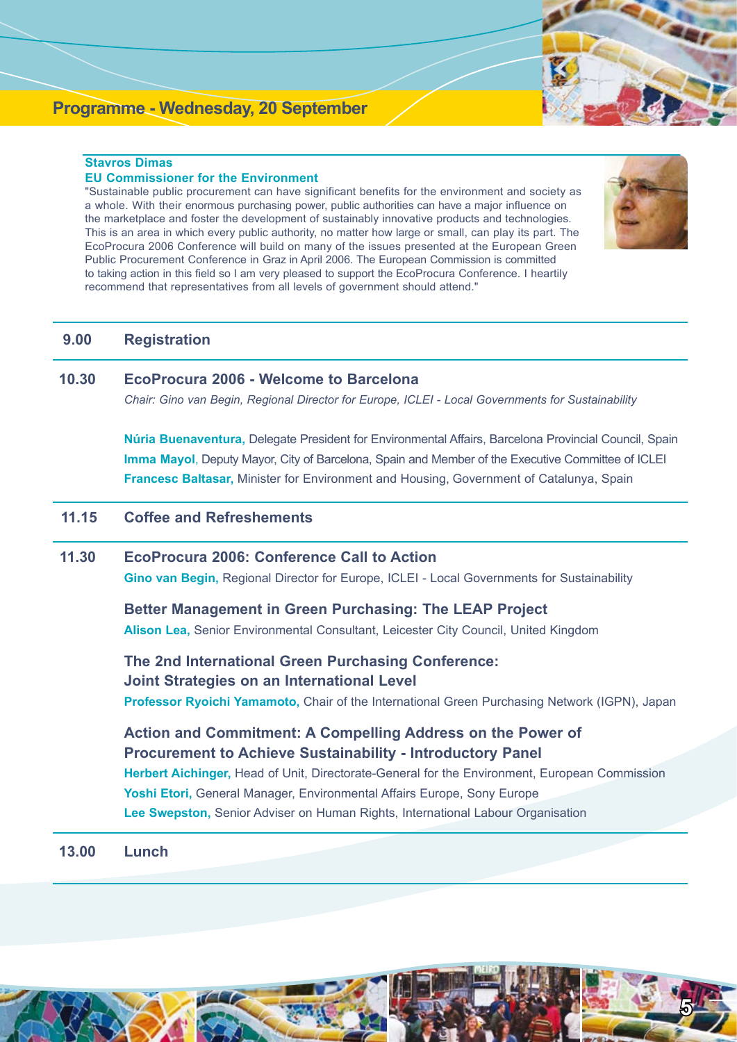## Programme - Wednesday, 20 September

**Stavros Dimas**
**EU Commissioner for the Environment**

"Sustainable public procurement can have significant benefits for the environment and society as a whole. With their enormous purchasing power, public authorities can have a major influence on the marketplace and foster the development of sustainably innovative products and technologies. This is an area in which every public authority, no matter how large or small, can play its part. The EcoProcura 2006 Conference will build on many of the issues presented at the European Green Public Procurement Conference in Graz in April 2006. The European Commission is committed to taking action in this field so I am very pleased to support the EcoProcura Conference. I heartily recommend that representatives from all levels of government should attend."

---

**9.00 Registration**

---

**10.30 EcoProcura 2006 - Welcome to Barcelona**

*Chair: Gino van Begin, Regional Director for Europe, ICLEI - Local Governments for Sustainability*

**Núria Buenaventura,** Delegate President for Environmental Affairs, Barcelona Provincial Council, Spain
**Imma Mayol**, Deputy Mayor, City of Barcelona, Spain and Member of the Executive Committee of ICLEI
**Francesc Baltasar,** Minister for Environment and Housing, Government of Catalunya, Spain

---

**11.15 Coffee and Refreshements**

---

**11.30 EcoProcura 2006: Conference Call to Action**

**Gino van Begin,** Regional Director for Europe, ICLEI - Local Governments for Sustainability

**Better Management in Green Purchasing: The LEAP Project**

**Alison Lea,** Senior Environmental Consultant, Leicester City Council, United Kingdom

**The 2nd International Green Purchasing Conference: Joint Strategies on an International Level**

**Professor Ryoichi Yamamoto,** Chair of the International Green Purchasing Network (IGPN), Japan

**Action and Commitment: A Compelling Address on the Power of Procurement to Achieve Sustainability - Introductory Panel**

**Herbert Aichinger,** Head of Unit, Directorate-General for the Environment, European Commission
**Yoshi Etori,** General Manager, Environmental Affairs Europe, Sony Europe
**Lee Swepston,** Senior Adviser on Human Rights, International Labour Organisation

---

**13.00 Lunch**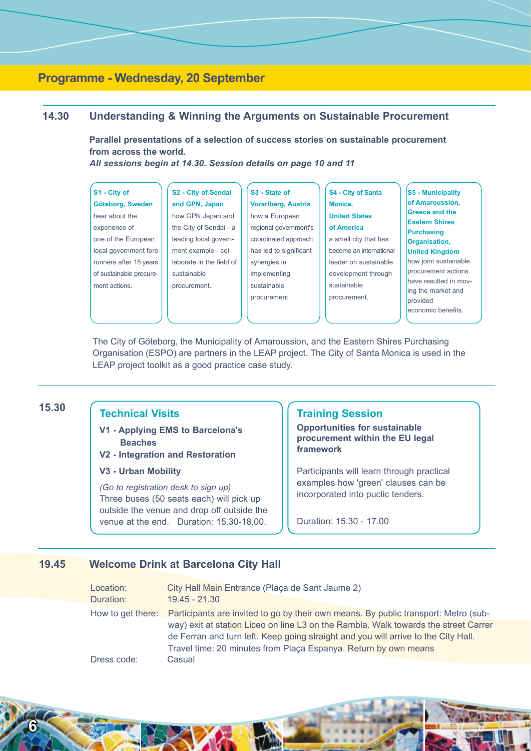## Programme - Wednesday, 20 September

### 14.30 Understanding & Winning the Arguments on Sustainable Procurement

**Parallel presentations of a selection of success stories on sustainable procurement from across the world.**
***All sessions begin at 14.30. Session details on page 10 and 11***

**S1 - City of Göteborg, Sweden**
hear about the experience of one of the European local government forerunners after 15 years of sustainable procurement actions.

**S2 - City of Sendai and GPN, Japan**
how GPN Japan and the City of Sendai - a leading local government example - collaborate in the field of sustainable procurement.

**S3 - State of Vorarlberg, Austria**
how a European regional government's coordinated approach has led to significant synergies in implementing sustainable procurement.

**S4 - City of Santa Monica, United States of America**
a small city that has become an international leader on sustainable development through sustainable procurement.

**S5 - Municipality of Amaroussion, Greece and the Eastern Shires Purchasing Organisation, United Kingdom**
how joint sustainable procurement actions have resulted in moving the market and provided economic benefits.

The City of Göteborg, the Municipality of Amaroussion, and the Eastern Shires Purchasing Organisation (ESPO) are partners in the LEAP project. The City of Santa Monica is used in the LEAP project toolkit as a good practice case study.

### 15.30

#### Technical Visits

**V1 - Applying EMS to Barcelona's Beaches**
**V2 - Integration and Restoration**
**V3 - Urban Mobility**

*(Go to registration desk to sign up)*
Three buses (50 seats each) will pick up outside the venue and drop off outside the venue at the end. Duration: 15.30-18.00.

#### Training Session

**Opportunities for sustainable procurement within the EU legal framework**

Participants will learn through practical examples how 'green' clauses can be incorporated into puclic tenders.

Duration: 15.30 - 17.00

### 19.45 Welcome Drink at Barcelona City Hall

Location: City Hall Main Entrance (Plaça de Sant Jaume 2)
Duration: 19.45 - 21.30
How to get there: Participants are invited to go by their own means. By public transport: Metro (subway) exit at station Liceo on line L3 on the Rambla. Walk towards the street Carrer de Ferran and turn left. Keep going straight and you will arrive to the City Hall. Travel time: 20 minutes from Plaça Espanya. Return by own means
Dress code: Casual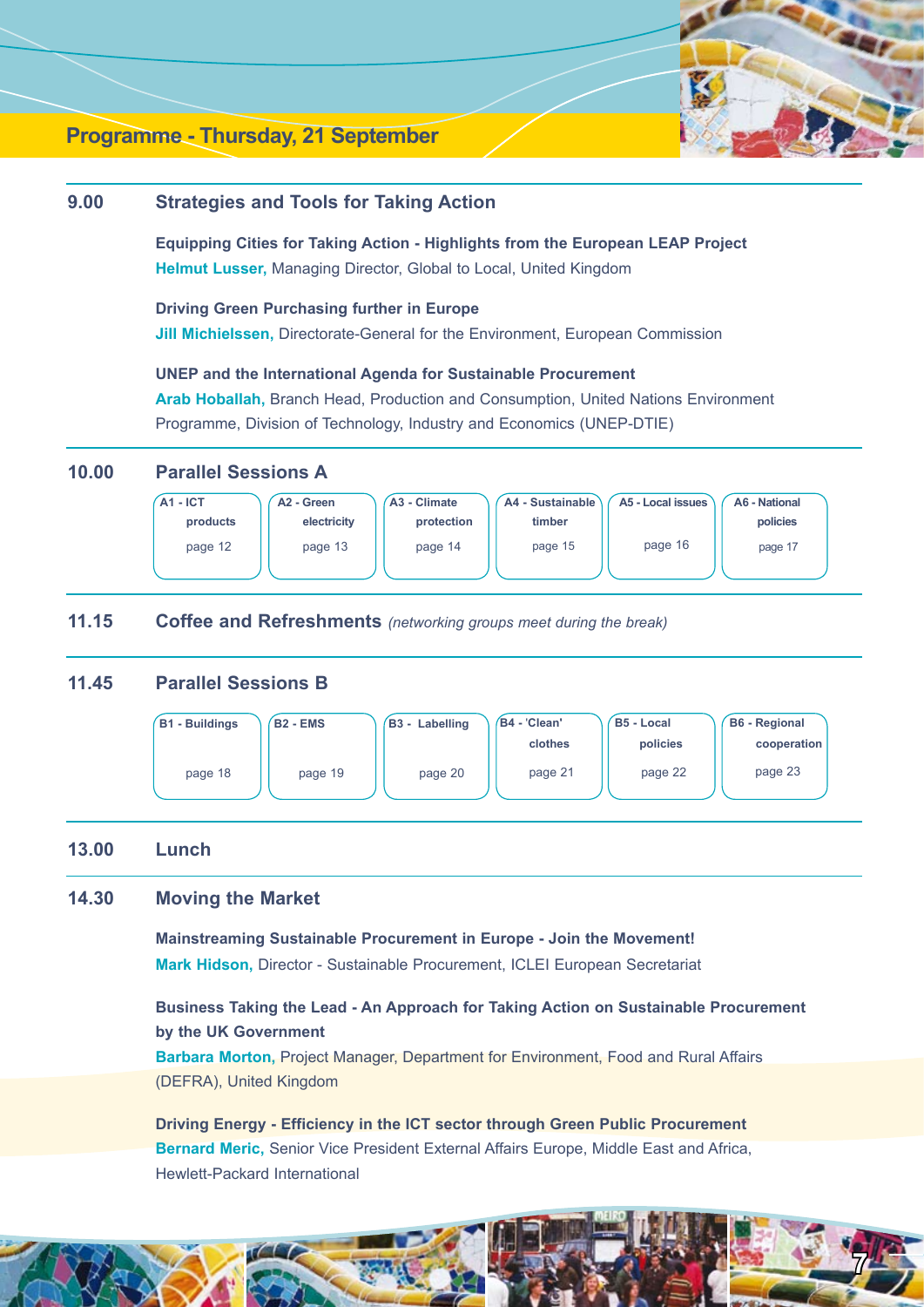## Programme - Thursday, 21 September

**9.00** **Strategies and Tools for Taking Action**

**Equipping Cities for Taking Action - Highlights from the European LEAP Project**
**Helmut Lusser,** Managing Director, Global to Local, United Kingdom

**Driving Green Purchasing further in Europe**
**Jill Michielssen,** Directorate-General for the Environment, European Commission

**UNEP and the International Agenda for Sustainable Procurement**
**Arab Hoballah,** Branch Head, Production and Consumption, United Nations Environment Programme, Division of Technology, Industry and Economics (UNEP-DTIE)

**10.00** **Parallel Sessions A**

| A1 - ICT products | A2 - Green electricity | A3 - Climate protection | A4 - Sustainable timber | A5 - Local issues | A6 - National policies |
|---|---|---|---|---|---|
| page 12 | page 13 | page 14 | page 15 | page 16 | page 17 |

**11.15** **Coffee and Refreshments** *(networking groups meet during the break)*

**11.45** **Parallel Sessions B**

| B1 - Buildings | B2 - EMS | B3 - Labelling | B4 - 'Clean' clothes | B5 - Local policies | B6 - Regional cooperation |
|---|---|---|---|---|---|
| page 18 | page 19 | page 20 | page 21 | page 22 | page 23 |

**13.00** **Lunch**

**14.30** **Moving the Market**

**Mainstreaming Sustainable Procurement in Europe - Join the Movement!**
**Mark Hidson,** Director - Sustainable Procurement, ICLEI European Secretariat

**Business Taking the Lead - An Approach for Taking Action on Sustainable Procurement by the UK Government**
**Barbara Morton,** Project Manager, Department for Environment, Food and Rural Affairs (DEFRA), United Kingdom

**Driving Energy - Efficiency in the ICT sector through Green Public Procurement**
**Bernard Meric,** Senior Vice President External Affairs Europe, Middle East and Africa, Hewlett-Packard International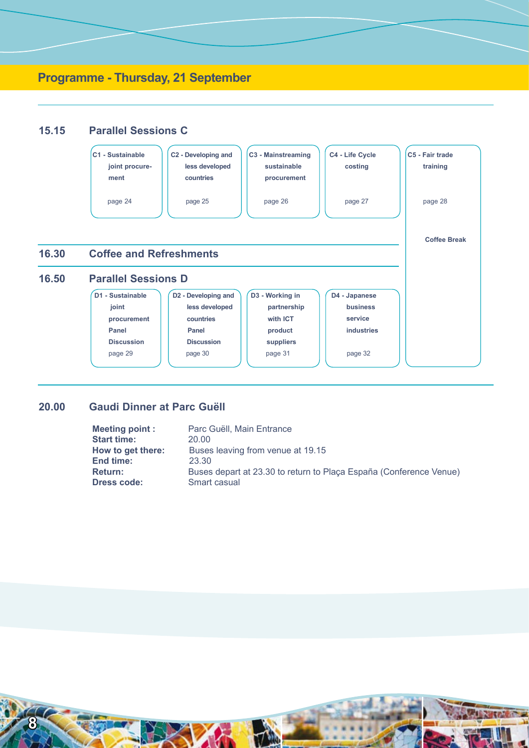## Programme - Thursday, 21 September

**15.15 Parallel Sessions C**

| C1 - Sustainable joint procurement | C2 - Developing and less developed countries | C3 - Mainstreaming sustainable procurement | C4 - Life Cycle costing | C5 - Fair trade training |
|---|---|---|---|---|
| page 24 | page 25 | page 26 | page 27 | page 28 |

**16.30 Coffee and Refreshments**

Coffee Break

**16.50 Parallel Sessions D**

| D1 - Sustainable joint procurement Panel Discussion | D2 - Developing and less developed countries Panel Discussion | D3 - Working in partnership with ICT product suppliers | D4 - Japanese business service industries |
|---|---|---|---|
| page 29 | page 30 | page 31 | page 32 |

**20.00 Gaudi Dinner at Parc Guëll**

| | |
|---|---|
| **Meeting point :** | Parc Guëll, Main Entrance |
| **Start time:** | 20.00 |
| **How to get there:** | Buses leaving from venue at 19.15 |
| **End time:** | 23.30 |
| **Return:** | Buses depart at 23.30 to return to Plaça España (Conference Venue) |
| **Dress code:** | Smart casual |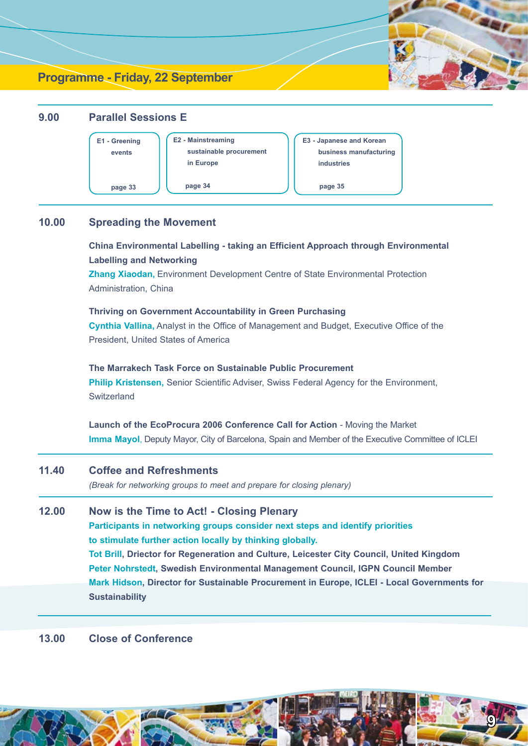## Programme - Friday, 22 September

**9.00** **Parallel Sessions E**

| E1 - Greening events | E2 - Mainstreaming sustainable procurement in Europe | E3 - Japanese and Korean business manufacturing industries |
|---|---|---|
| page 33 | page 34 | page 35 |

**10.00** **Spreading the Movement**

**China Environmental Labelling - taking an Efficient Approach through Environmental Labelling and Networking**
**Zhang Xiaodan,** Environment Development Centre of State Environmental Protection Administration, China

**Thriving on Government Accountability in Green Purchasing**
**Cynthia Vallina,** Analyst in the Office of Management and Budget, Executive Office of the President, United States of America

**The Marrakech Task Force on Sustainable Public Procurement**
**Philip Kristensen,** Senior Scientific Adviser, Swiss Federal Agency for the Environment, Switzerland

**Launch of the EcoProcura 2006 Conference Call for Action** - Moving the Market
**Imma Mayol**, Deputy Mayor, City of Barcelona, Spain and Member of the Executive Committee of ICLEI

**11.40** **Coffee and Refreshments**

*(Break for networking groups to meet and prepare for closing plenary)*

**12.00** **Now is the Time to Act! - Closing Plenary**

**Participants in networking groups consider next steps and identify priorities to stimulate further action locally by thinking globally.**
**Tot Brill, Director for Regeneration and Culture, Leicester City Council, United Kingdom**
**Peter Nohrstedt, Swedish Environmental Management Council, IGPN Council Member**
**Mark Hidson, Director for Sustainable Procurement in Europe, ICLEI - Local Governments for Sustainability**

**13.00** **Close of Conference**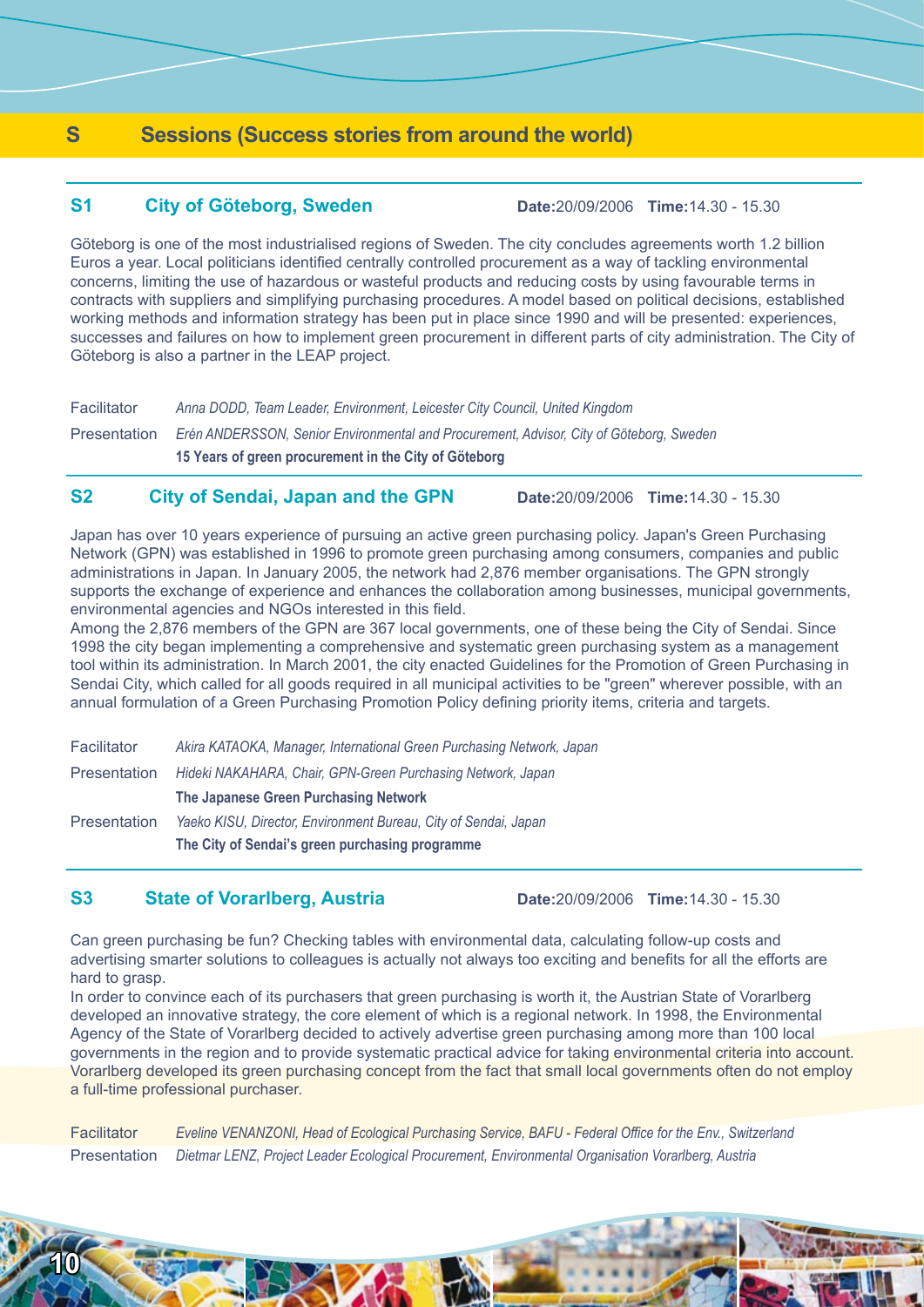# S Sessions (Success stories from around the world)

## S1 City of Göteborg, Sweden

**Date:**20/09/2006 **Time:**14.30 - 15.30

Göteborg is one of the most industrialised regions of Sweden. The city concludes agreements worth 1.2 billion Euros a year. Local politicians identified centrally controlled procurement as a way of tackling environmental concerns, limiting the use of hazardous or wasteful products and reducing costs by using favourable terms in contracts with suppliers and simplifying purchasing procedures. A model based on political decisions, established working methods and information strategy has been put in place since 1990 and will be presented: experiences, successes and failures on how to implement green procurement in different parts of city administration. The City of Göteborg is also a partner in the LEAP project.

Facilitator *Anna DODD, Team Leader, Environment, Leicester City Council, United Kingdom*

Presentation *Erén ANDERSSON, Senior Environmental and Procurement, Advisor, City of Göteborg, Sweden*

**15 Years of green procurement in the City of Göteborg**

## S2 City of Sendai, Japan and the GPN

**Date:**20/09/2006 **Time:**14.30 - 15.30

Japan has over 10 years experience of pursuing an active green purchasing policy. Japan's Green Purchasing Network (GPN) was established in 1996 to promote green purchasing among consumers, companies and public administrations in Japan. In January 2005, the network had 2,876 member organisations. The GPN strongly supports the exchange of experience and enhances the collaboration among businesses, municipal governments, environmental agencies and NGOs interested in this field.

Among the 2,876 members of the GPN are 367 local governments, one of these being the City of Sendai. Since 1998 the city began implementing a comprehensive and systematic green purchasing system as a management tool within its administration. In March 2001, the city enacted Guidelines for the Promotion of Green Purchasing in Sendai City, which called for all goods required in all municipal activities to be "green" wherever possible, with an annual formulation of a Green Purchasing Promotion Policy defining priority items, criteria and targets.

Facilitator *Akira KATAOKA, Manager, International Green Purchasing Network, Japan*

Presentation *Hideki NAKAHARA, Chair, GPN-Green Purchasing Network, Japan*

**The Japanese Green Purchasing Network**

Presentation *Yaeko KISU, Director, Environment Bureau, City of Sendai, Japan*

**The City of Sendai's green purchasing programme**

## S3 State of Vorarlberg, Austria

**Date:**20/09/2006 **Time:**14.30 - 15.30

Can green purchasing be fun? Checking tables with environmental data, calculating follow-up costs and advertising smarter solutions to colleagues is actually not always too exciting and benefits for all the efforts are hard to grasp.

In order to convince each of its purchasers that green purchasing is worth it, the Austrian State of Vorarlberg developed an innovative strategy, the core element of which is a regional network. In 1998, the Environmental Agency of the State of Vorarlberg decided to actively advertise green purchasing among more than 100 local governments in the region and to provide systematic practical advice for taking environmental criteria into account. Vorarlberg developed its green purchasing concept from the fact that small local governments often do not employ a full-time professional purchaser.

Facilitator *Eveline VENANZONI, Head of Ecological Purchasing Service, BAFU - Federal Office for the Env., Switzerland*

Presentation *Dietmar LENZ, Project Leader Ecological Procurement, Environmental Organisation Vorarlberg, Austria*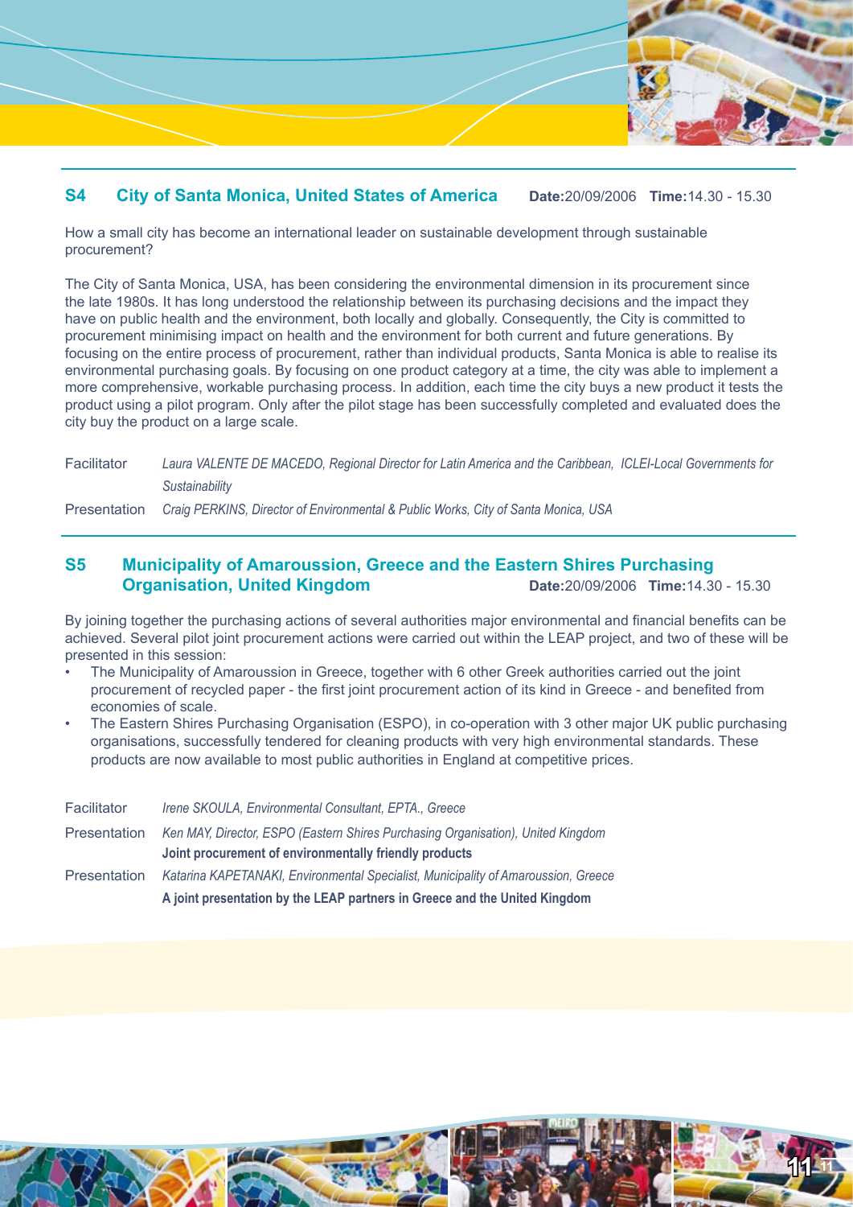## S4 City of Santa Monica, United States of America

**Date:** 20/09/2006 **Time:** 14.30 - 15.30

How a small city has become an international leader on sustainable development through sustainable procurement?

The City of Santa Monica, USA, has been considering the environmental dimension in its procurement since the late 1980s. It has long understood the relationship between its purchasing decisions and the impact they have on public health and the environment, both locally and globally. Consequently, the City is committed to procurement minimising impact on health and the environment for both current and future generations. By focusing on the entire process of procurement, rather than individual products, Santa Monica is able to realise its environmental purchasing goals. By focusing on one product category at a time, the city was able to implement a more comprehensive, workable purchasing process. In addition, each time the city buys a new product it tests the product using a pilot program. Only after the pilot stage has been successfully completed and evaluated does the city buy the product on a large scale.

Facilitator *Laura VALENTE DE MACEDO, Regional Director for Latin America and the Caribbean, ICLEI-Local Governments for Sustainability*

Presentation *Craig PERKINS, Director of Environmental & Public Works, City of Santa Monica, USA*

## S5 Municipality of Amaroussion, Greece and the Eastern Shires Purchasing Organisation, United Kingdom

**Date:** 20/09/2006 **Time:** 14.30 - 15.30

By joining together the purchasing actions of several authorities major environmental and financial benefits can be achieved. Several pilot joint procurement actions were carried out within the LEAP project, and two of these will be presented in this session:

- The Municipality of Amaroussion in Greece, together with 6 other Greek authorities carried out the joint procurement of recycled paper - the first joint procurement action of its kind in Greece - and benefited from economies of scale.
- The Eastern Shires Purchasing Organisation (ESPO), in co-operation with 3 other major UK public purchasing organisations, successfully tendered for cleaning products with very high environmental standards. These products are now available to most public authorities in England at competitive prices.

Facilitator *Irene SKOULA, Environmental Consultant, EPTA., Greece*

Presentation *Ken MAY, Director, ESPO (Eastern Shires Purchasing Organisation), United Kingdom*
**Joint procurement of environmentally friendly products**

Presentation *Katarina KAPETANAKI, Environmental Specialist, Municipality of Amaroussion, Greece*
**A joint presentation by the LEAP partners in Greece and the United Kingdom**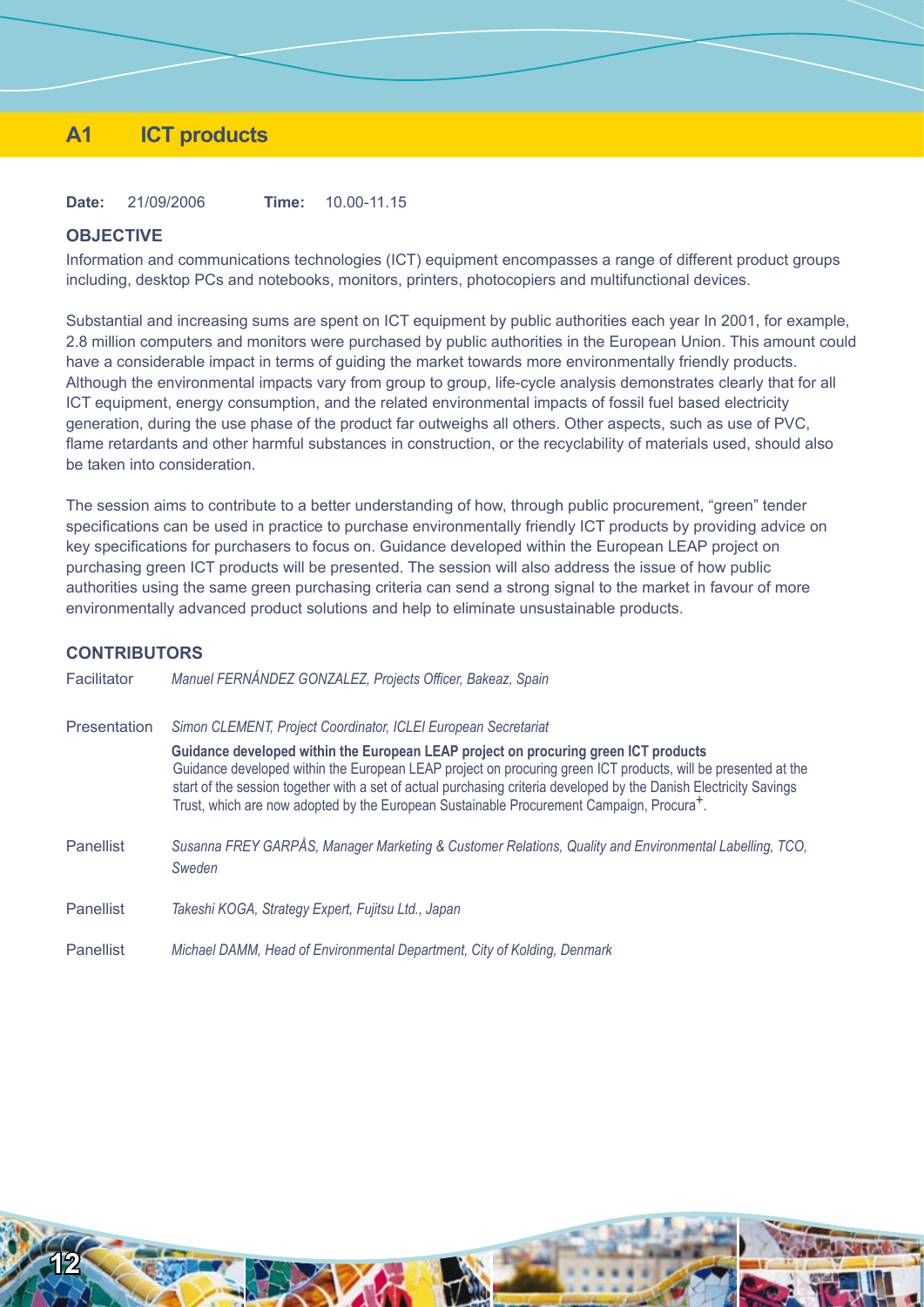# A1 ICT products

**Date:** 21/09/2006 **Time:** 10.00-11.15

## OBJECTIVE

Information and communications technologies (ICT) equipment encompasses a range of different product groups including, desktop PCs and notebooks, monitors, printers, photocopiers and multifunctional devices.

Substantial and increasing sums are spent on ICT equipment by public authorities each year In 2001, for example, 2.8 million computers and monitors were purchased by public authorities in the European Union. This amount could have a considerable impact in terms of guiding the market towards more environmentally friendly products. Although the environmental impacts vary from group to group, life-cycle analysis demonstrates clearly that for all ICT equipment, energy consumption, and the related environmental impacts of fossil fuel based electricity generation, during the use phase of the product far outweighs all others. Other aspects, such as use of PVC, flame retardants and other harmful substances in construction, or the recyclability of materials used, should also be taken into consideration.

The session aims to contribute to a better understanding of how, through public procurement, "green" tender specifications can be used in practice to purchase environmentally friendly ICT products by providing advice on key specifications for purchasers to focus on. Guidance developed within the European LEAP project on purchasing green ICT products will be presented. The session will also address the issue of how public authorities using the same green purchasing criteria can send a strong signal to the market in favour of more environmentally advanced product solutions and help to eliminate unsustainable products.

## CONTRIBUTORS

Facilitator *Manuel FERNÁNDEZ GONZALEZ, Projects Officer, Bakeaz, Spain*

Presentation *Simon CLEMENT, Project Coordinator, ICLEI European Secretariat*

**Guidance developed within the European LEAP project on procuring green ICT products**
Guidance developed within the European LEAP project on procuring green ICT products, will be presented at the start of the session together with a set of actual purchasing criteria developed by the Danish Electricity Savings Trust, which are now adopted by the European Sustainable Procurement Campaign, Procura+.

Panellist *Susanna FREY GARPÅS, Manager Marketing & Customer Relations, Quality and Environmental Labelling, TCO, Sweden*

Panellist *Takeshi KOGA, Strategy Expert, Fujitsu Ltd., Japan*

Panellist *Michael DAMM, Head of Environmental Department, City of Kolding, Denmark*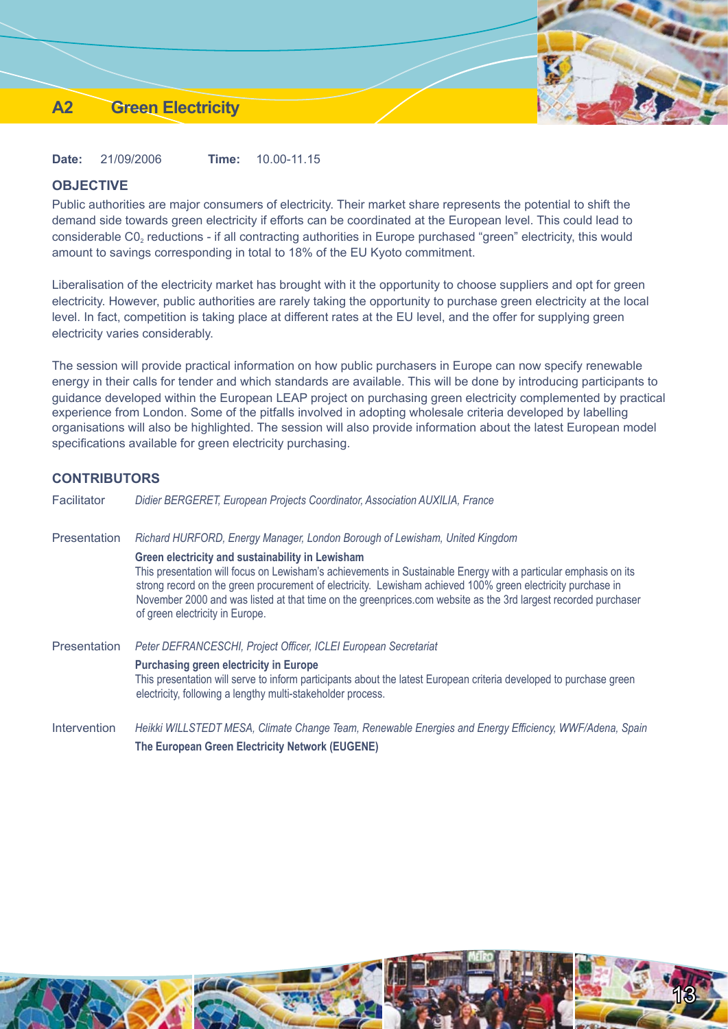# A2 Green Electricity

**Date:** 21/09/2006 **Time:** 10.00-11.15

## OBJECTIVE

Public authorities are major consumers of electricity. Their market share represents the potential to shift the demand side towards green electricity if efforts can be coordinated at the European level. This could lead to considerable $CO_2$ reductions - if all contracting authorities in Europe purchased "green" electricity, this would amount to savings corresponding in total to 18% of the EU Kyoto commitment.

Liberalisation of the electricity market has brought with it the opportunity to choose suppliers and opt for green electricity. However, public authorities are rarely taking the opportunity to purchase green electricity at the local level. In fact, competition is taking place at different rates at the EU level, and the offer for supplying green electricity varies considerably.

The session will provide practical information on how public purchasers in Europe can now specify renewable energy in their calls for tender and which standards are available. This will be done by introducing participants to guidance developed within the European LEAP project on purchasing green electricity complemented by practical experience from London. Some of the pitfalls involved in adopting wholesale criteria developed by labelling organisations will also be highlighted. The session will also provide information about the latest European model specifications available for green electricity purchasing.

## CONTRIBUTORS

Facilitator *Didier BERGERET, European Projects Coordinator, Association AUXILIA, France*

Presentation *Richard HURFORD, Energy Manager, London Borough of Lewisham, United Kingdom*

**Green electricity and sustainability in Lewisham**
This presentation will focus on Lewisham's achievements in Sustainable Energy with a particular emphasis on its strong record on the green procurement of electricity. Lewisham achieved 100% green electricity purchase in November 2000 and was listed at that time on the greenprices.com website as the 3rd largest recorded purchaser of green electricity in Europe.

Presentation *Peter DEFRANCESCHI, Project Officer, ICLEI European Secretariat*

**Purchasing green electricity in Europe**
This presentation will serve to inform participants about the latest European criteria developed to purchase green electricity, following a lengthy multi-stakeholder process.

Intervention *Heikki WILLSTEDT MESA, Climate Change Team, Renewable Energies and Energy Efficiency, WWF/Adena, Spain*

**The European Green Electricity Network (EUGENE)**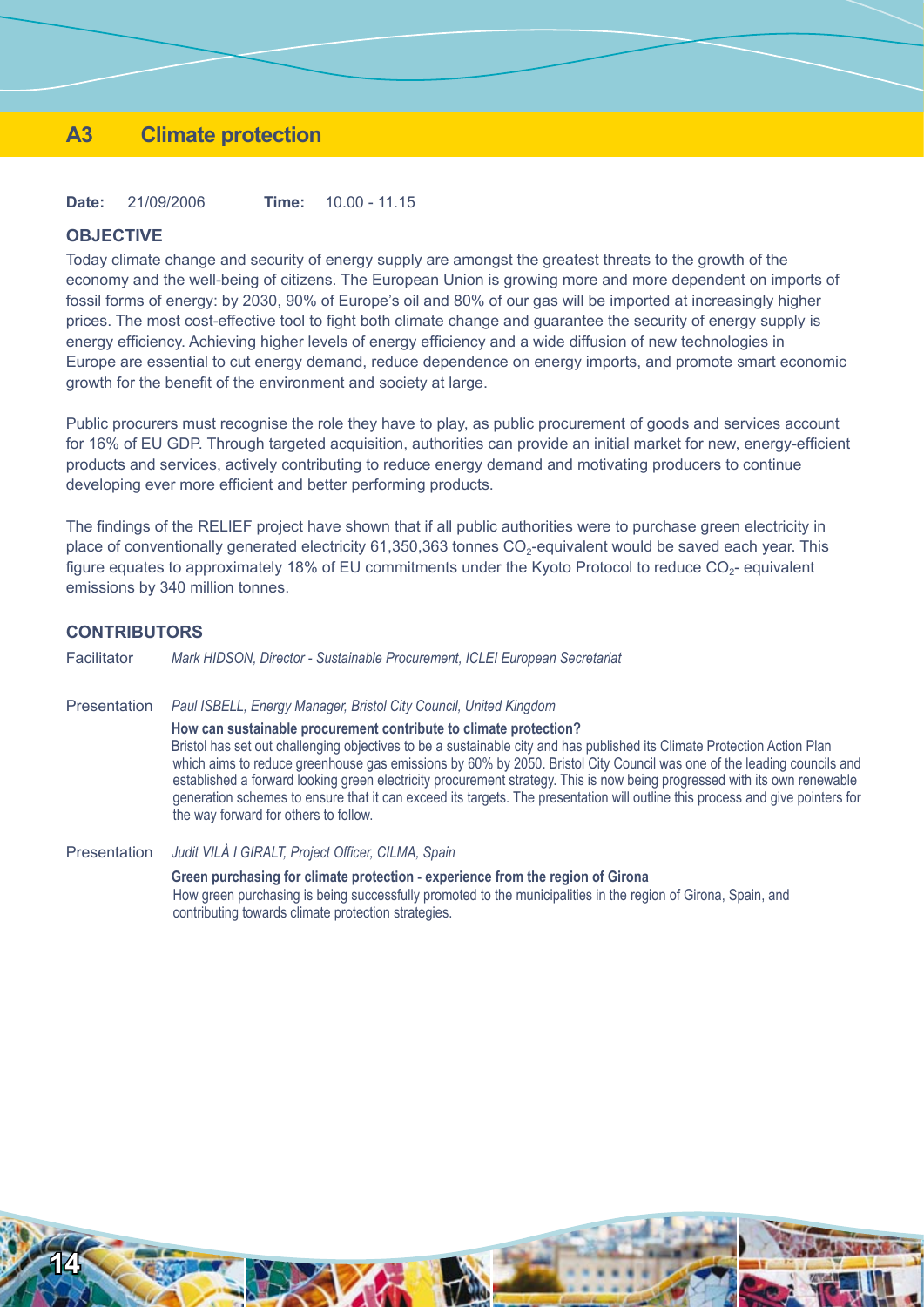# A3 Climate protection

**Date:** 21/09/2006 **Time:** 10.00 - 11.15

## OBJECTIVE

Today climate change and security of energy supply are amongst the greatest threats to the growth of the economy and the well-being of citizens. The European Union is growing more and more dependent on imports of fossil forms of energy: by 2030, 90% of Europe's oil and 80% of our gas will be imported at increasingly higher prices. The most cost-effective tool to fight both climate change and guarantee the security of energy supply is energy efficiency. Achieving higher levels of energy efficiency and a wide diffusion of new technologies in Europe are essential to cut energy demand, reduce dependence on energy imports, and promote smart economic growth for the benefit of the environment and society at large.

Public procurers must recognise the role they have to play, as public procurement of goods and services account for 16% of EU GDP. Through targeted acquisition, authorities can provide an initial market for new, energy-efficient products and services, actively contributing to reduce energy demand and motivating producers to continue developing ever more efficient and better performing products.

The findings of the RELIEF project have shown that if all public authorities were to purchase green electricity in place of conventionally generated electricity 61,350,363 tonnes $CO_2$-equivalent would be saved each year. This figure equates to approximately 18% of EU commitments under the Kyoto Protocol to reduce $CO_2$- equivalent emissions by 340 million tonnes.

## CONTRIBUTORS

Facilitator *Mark HIDSON, Director - Sustainable Procurement, ICLEI European Secretariat*

Presentation *Paul ISBELL, Energy Manager, Bristol City Council, United Kingdom*

**How can sustainable procurement contribute to climate protection?**
Bristol has set out challenging objectives to be a sustainable city and has published its Climate Protection Action Plan which aims to reduce greenhouse gas emissions by 60% by 2050. Bristol City Council was one of the leading councils and established a forward looking green electricity procurement strategy. This is now being progressed with its own renewable generation schemes to ensure that it can exceed its targets. The presentation will outline this process and give pointers for the way forward for others to follow.

Presentation *Judit VILÀ I GIRALT, Project Officer, CILMA, Spain*

**Green purchasing for climate protection - experience from the region of Girona**
How green purchasing is being successfully promoted to the municipalities in the region of Girona, Spain, and contributing towards climate protection strategies.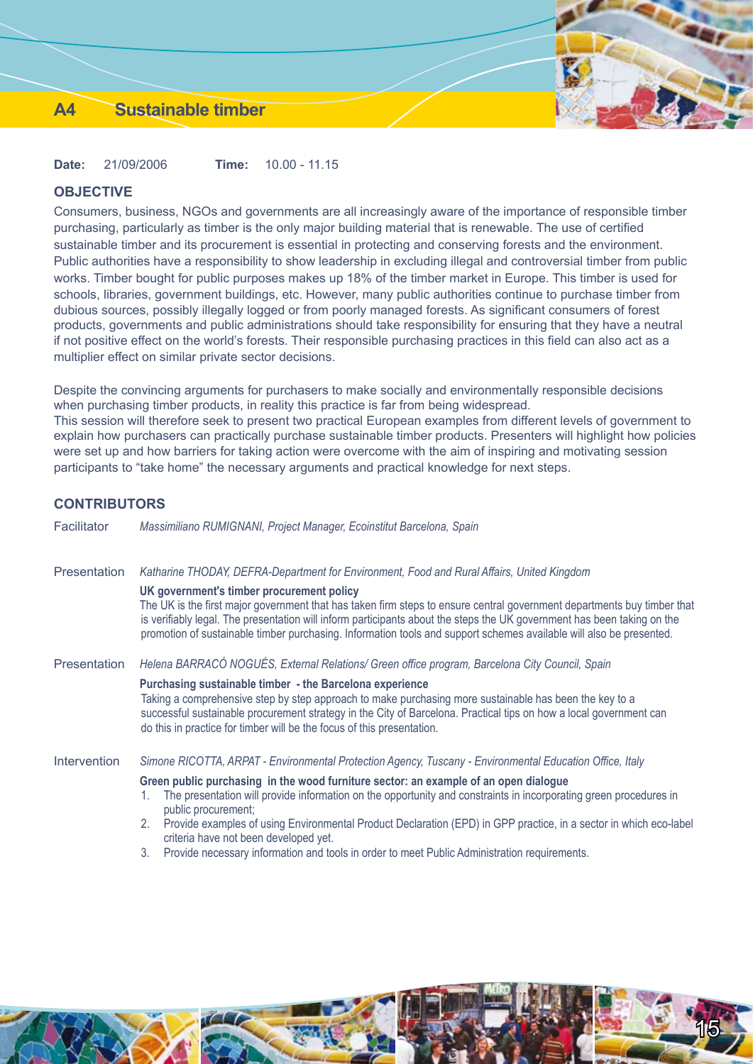# A4 Sustainable timber

**Date:** 21/09/2006 **Time:** 10.00 - 11.15

## OBJECTIVE

Consumers, business, NGOs and governments are all increasingly aware of the importance of responsible timber purchasing, particularly as timber is the only major building material that is renewable. The use of certified sustainable timber and its procurement is essential in protecting and conserving forests and the environment. Public authorities have a responsibility to show leadership in excluding illegal and controversial timber from public works. Timber bought for public purposes makes up 18% of the timber market in Europe. This timber is used for schools, libraries, government buildings, etc. However, many public authorities continue to purchase timber from dubious sources, possibly illegally logged or from poorly managed forests. As significant consumers of forest products, governments and public administrations should take responsibility for ensuring that they have a neutral if not positive effect on the world's forests. Their responsible purchasing practices in this field can also act as a multiplier effect on similar private sector decisions.

Despite the convincing arguments for purchasers to make socially and environmentally responsible decisions when purchasing timber products, in reality this practice is far from being widespread.
This session will therefore seek to present two practical European examples from different levels of government to explain how purchasers can practically purchase sustainable timber products. Presenters will highlight how policies were set up and how barriers for taking action were overcome with the aim of inspiring and motivating session participants to "take home" the necessary arguments and practical knowledge for next steps.

## CONTRIBUTORS

Facilitator *Massimiliano RUMIGNANI, Project Manager, Ecoinstitut Barcelona, Spain*

Presentation *Katharine THODAY, DEFRA-Department for Environment, Food and Rural Affairs, United Kingdom*

**UK government's timber procurement policy**
The UK is the first major government that has taken firm steps to ensure central government departments buy timber that is verifiably legal. The presentation will inform participants about the steps the UK government has been taking on the promotion of sustainable timber purchasing. Information tools and support schemes available will also be presented.

Presentation *Helena BARRACÓ NOGUÉS, External Relations/ Green office program, Barcelona City Council, Spain*

**Purchasing sustainable timber - the Barcelona experience**
Taking a comprehensive step by step approach to make purchasing more sustainable has been the key to a successful sustainable procurement strategy in the City of Barcelona. Practical tips on how a local government can do this in practice for timber will be the focus of this presentation.

Intervention *Simone RICOTTA, ARPAT - Environmental Protection Agency, Tuscany - Environmental Education Office, Italy*

**Green public purchasing in the wood furniture sector: an example of an open dialogue**

1. The presentation will provide information on the opportunity and constraints in incorporating green procedures in public procurement;
2. Provide examples of using Environmental Product Declaration (EPD) in GPP practice, in a sector in which eco-label criteria have not been developed yet.
3. Provide necessary information and tools in order to meet Public Administration requirements.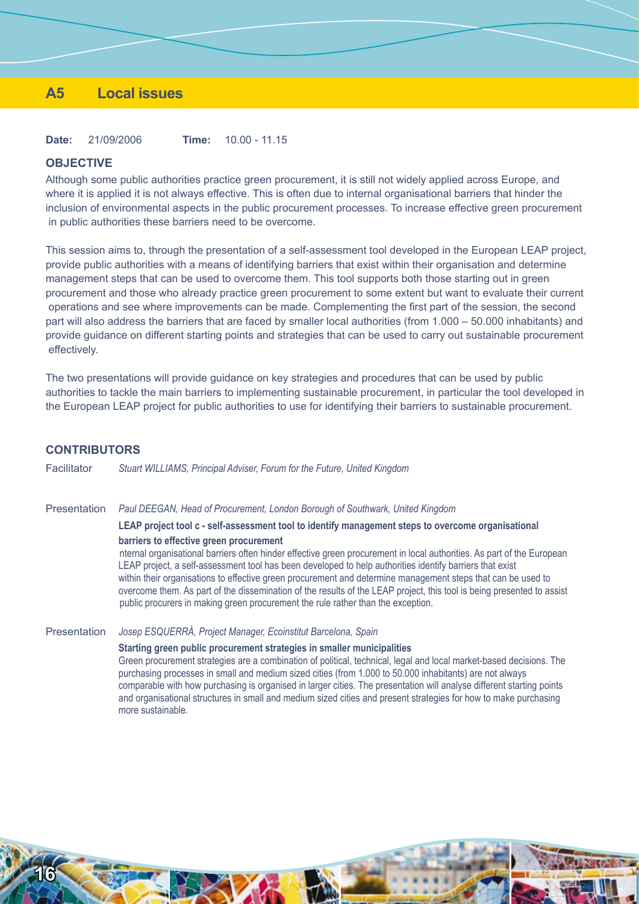# A5 Local issues

**Date:** 21/09/2006 **Time:** 10.00 - 11.15

## OBJECTIVE

Although some public authorities practice green procurement, it is still not widely applied across Europe, and where it is applied it is not always effective. This is often due to internal organisational barriers that hinder the inclusion of environmental aspects in the public procurement processes. To increase effective green procurement in public authorities these barriers need to be overcome.

This session aims to, through the presentation of a self-assessment tool developed in the European LEAP project, provide public authorities with a means of identifying barriers that exist within their organisation and determine management steps that can be used to overcome them. This tool supports both those starting out in green procurement and those who already practice green procurement to some extent but want to evaluate their current operations and see where improvements can be made. Complementing the first part of the session, the second part will also address the barriers that are faced by smaller local authorities (from 1.000 – 50.000 inhabitants) and provide guidance on different starting points and strategies that can be used to carry out sustainable procurement effectively.

The two presentations will provide guidance on key strategies and procedures that can be used by public authorities to tackle the main barriers to implementing sustainable procurement, in particular the tool developed in the European LEAP project for public authorities to use for identifying their barriers to sustainable procurement.

## CONTRIBUTORS

Facilitator *Stuart WILLIAMS, Principal Adviser, Forum for the Future, United Kingdom*

Presentation *Paul DEEGAN, Head of Procurement, London Borough of Southwark, United Kingdom*

**LEAP project tool c - self-assessment tool to identify management steps to overcome organisational barriers to effective green procurement**

nternal organisational barriers often hinder effective green procurement in local authorities. As part of the European LEAP project, a self-assessment tool has been developed to help authorities identify barriers that exist within their organisations to effective green procurement and determine management steps that can be used to overcome them. As part of the dissemination of the results of the LEAP project, this tool is being presented to assist public procurers in making green procurement the rule rather than the exception.

Presentation *Josep ESQUERRÀ, Project Manager, Ecoinstitut Barcelona, Spain*

**Starting green public procurement strategies in smaller municipalities**

Green procurement strategies are a combination of political, technical, legal and local market-based decisions. The purchasing processes in small and medium sized cities (from 1.000 to 50.000 inhabitants) are not always comparable with how purchasing is organised in larger cities. The presentation will analyse different starting points and organisational structures in small and medium sized cities and present strategies for how to make purchasing more sustainable.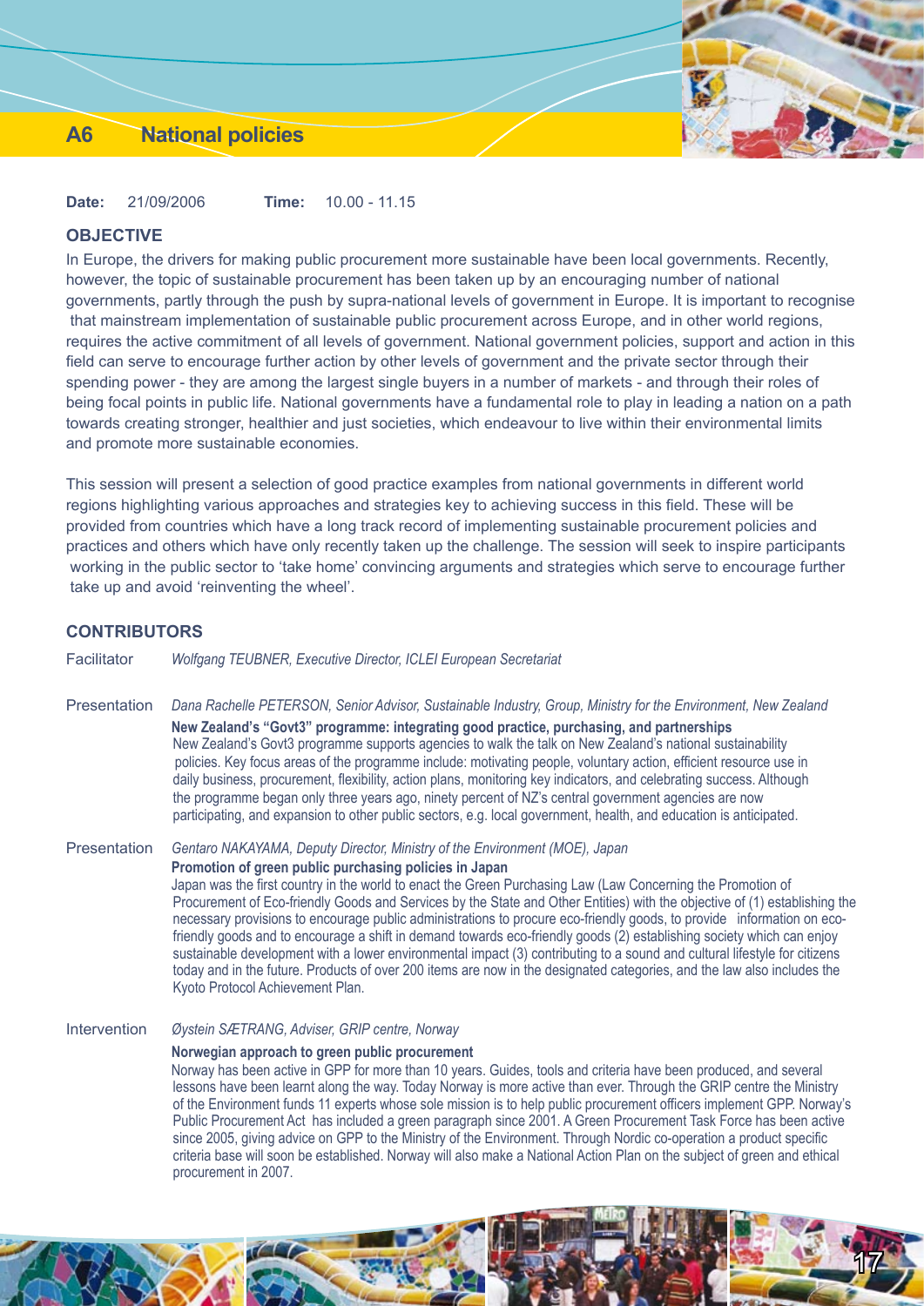# A6 National policies

**Date:** 21/09/2006 **Time:** 10.00 - 11.15

## OBJECTIVE

In Europe, the drivers for making public procurement more sustainable have been local governments. Recently, however, the topic of sustainable procurement has been taken up by an encouraging number of national governments, partly through the push by supra-national levels of government in Europe. It is important to recognise that mainstream implementation of sustainable public procurement across Europe, and in other world regions, requires the active commitment of all levels of government. National government policies, support and action in this field can serve to encourage further action by other levels of government and the private sector through their spending power - they are among the largest single buyers in a number of markets - and through their roles of being focal points in public life. National governments have a fundamental role to play in leading a nation on a path towards creating stronger, healthier and just societies, which endeavour to live within their environmental limits and promote more sustainable economies.

This session will present a selection of good practice examples from national governments in different world regions highlighting various approaches and strategies key to achieving success in this field. These will be provided from countries which have a long track record of implementing sustainable procurement policies and practices and others which have only recently taken up the challenge. The session will seek to inspire participants working in the public sector to 'take home' convincing arguments and strategies which serve to encourage further take up and avoid 'reinventing the wheel'.

## CONTRIBUTORS

Facilitator *Wolfgang TEUBNER, Executive Director, ICLEI European Secretariat*

Presentation *Dana Rachelle PETERSON, Senior Advisor, Sustainable Industry, Group, Ministry for the Environment, New Zealand*

**New Zealand's "Govt3" programme: integrating good practice, purchasing, and partnerships**

New Zealand's Govt3 programme supports agencies to walk the talk on New Zealand's national sustainability policies. Key focus areas of the programme include: motivating people, voluntary action, efficient resource use in daily business, procurement, flexibility, action plans, monitoring key indicators, and celebrating success. Although the programme began only three years ago, ninety percent of NZ's central government agencies are now participating, and expansion to other public sectors, e.g. local government, health, and education is anticipated.

Presentation *Gentaro NAKAYAMA, Deputy Director, Ministry of the Environment (MOE), Japan*

**Promotion of green public purchasing policies in Japan**

Japan was the first country in the world to enact the Green Purchasing Law (Law Concerning the Promotion of Procurement of Eco-friendly Goods and Services by the State and Other Entities) with the objective of (1) establishing the necessary provisions to encourage public administrations to procure eco-friendly goods, to provide information on eco-friendly goods and to encourage a shift in demand towards eco-friendly goods (2) establishing society which can enjoy sustainable development with a lower environmental impact (3) contributing to a sound and cultural lifestyle for citizens today and in the future. Products of over 200 items are now in the designated categories, and the law also includes the Kyoto Protocol Achievement Plan.

Intervention *Øystein SÆTRANG, Adviser, GRIP centre, Norway*

**Norwegian approach to green public procurement**

Norway has been active in GPP for more than 10 years. Guides, tools and criteria have been produced, and several lessons have been learnt along the way. Today Norway is more active than ever. Through the GRIP centre the Ministry of the Environment funds 11 experts whose sole mission is to help public procurement officers implement GPP. Norway's Public Procurement Act has included a green paragraph since 2001. A Green Procurement Task Force has been active since 2005, giving advice on GPP to the Ministry of the Environment. Through Nordic co-operation a product specific criteria base will soon be established. Norway will also make a National Action Plan on the subject of green and ethical procurement in 2007.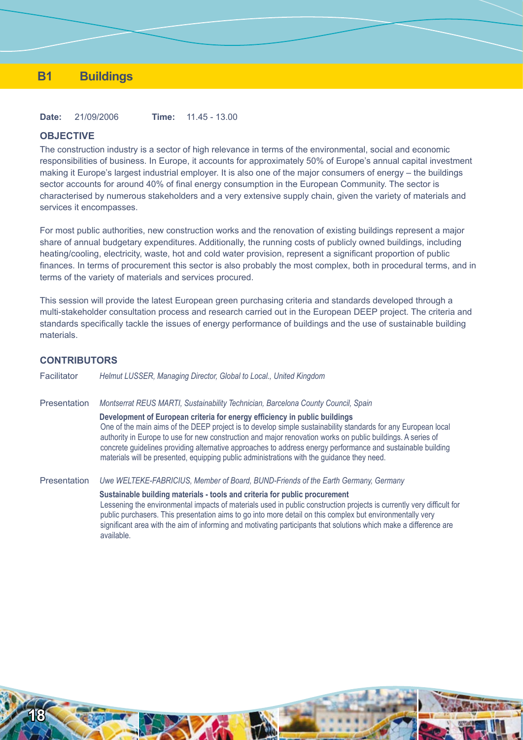# B1 Buildings

**Date:** 21/09/2006 **Time:** 11.45 - 13.00

## OBJECTIVE

The construction industry is a sector of high relevance in terms of the environmental, social and economic responsibilities of business. In Europe, it accounts for approximately 50% of Europe's annual capital investment making it Europe's largest industrial employer. It is also one of the major consumers of energy – the buildings sector accounts for around 40% of final energy consumption in the European Community. The sector is characterised by numerous stakeholders and a very extensive supply chain, given the variety of materials and services it encompasses.

For most public authorities, new construction works and the renovation of existing buildings represent a major share of annual budgetary expenditures. Additionally, the running costs of publicly owned buildings, including heating/cooling, electricity, waste, hot and cold water provision, represent a significant proportion of public finances. In terms of procurement this sector is also probably the most complex, both in procedural terms, and in terms of the variety of materials and services procured.

This session will provide the latest European green purchasing criteria and standards developed through a multi-stakeholder consultation process and research carried out in the European DEEP project. The criteria and standards specifically tackle the issues of energy performance of buildings and the use of sustainable building materials.

## CONTRIBUTORS

Facilitator *Helmut LUSSER, Managing Director, Global to Local., United Kingdom*

Presentation *Montserrat REUS MARTI, Sustainability Technician, Barcelona County Council, Spain*

**Development of European criteria for energy efficiency in public buildings**

One of the main aims of the DEEP project is to develop simple sustainability standards for any European local authority in Europe to use for new construction and major renovation works on public buildings. A series of concrete guidelines providing alternative approaches to address energy performance and sustainable building materials will be presented, equipping public administrations with the guidance they need.

Presentation *Uwe WELTEKE-FABRICIUS, Member of Board, BUND-Friends of the Earth Germany, Germany*

**Sustainable building materials - tools and criteria for public procurement**

Lessening the environmental impacts of materials used in public construction projects is currently very difficult for public purchasers. This presentation aims to go into more detail on this complex but environmentally very significant area with the aim of informing and motivating participants that solutions which make a difference are available.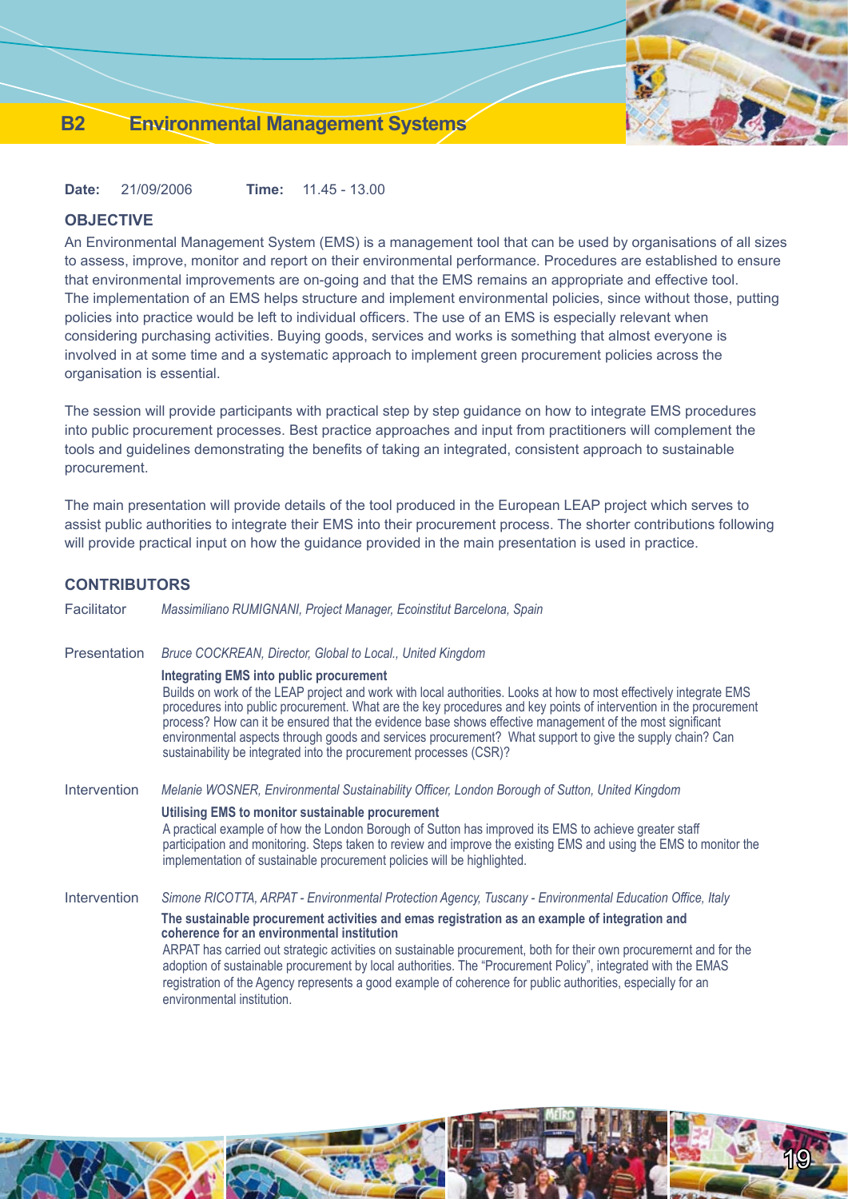# B2 Environmental Management Systems

**Date:** 21/09/2006 **Time:** 11.45 - 13.00

## OBJECTIVE

An Environmental Management System (EMS) is a management tool that can be used by organisations of all sizes to assess, improve, monitor and report on their environmental performance. Procedures are established to ensure that environmental improvements are on-going and that the EMS remains an appropriate and effective tool. The implementation of an EMS helps structure and implement environmental policies, since without those, putting policies into practice would be left to individual officers. The use of an EMS is especially relevant when considering purchasing activities. Buying goods, services and works is something that almost everyone is involved in at some time and a systematic approach to implement green procurement policies across the organisation is essential.

The session will provide participants with practical step by step guidance on how to integrate EMS procedures into public procurement processes. Best practice approaches and input from practitioners will complement the tools and guidelines demonstrating the benefits of taking an integrated, consistent approach to sustainable procurement.

The main presentation will provide details of the tool produced in the European LEAP project which serves to assist public authorities to integrate their EMS into their procurement process. The shorter contributions following will provide practical input on how the guidance provided in the main presentation is used in practice.

## CONTRIBUTORS

Facilitator *Massimiliano RUMIGNANI, Project Manager, Ecoinstitut Barcelona, Spain*

Presentation *Bruce COCKREAN, Director, Global to Local., United Kingdom*

**Integrating EMS into public procurement**

Builds on work of the LEAP project and work with local authorities. Looks at how to most effectively integrate EMS procedures into public procurement. What are the key procedures and key points of intervention in the procurement process? How can it be ensured that the evidence base shows effective management of the most significant environmental aspects through goods and services procurement? What support to give the supply chain? Can sustainability be integrated into the procurement processes (CSR)?

Intervention *Melanie WOSNER, Environmental Sustainability Officer, London Borough of Sutton, United Kingdom*

**Utilising EMS to monitor sustainable procurement**

A practical example of how the London Borough of Sutton has improved its EMS to achieve greater staff participation and monitoring. Steps taken to review and improve the existing EMS and using the EMS to monitor the implementation of sustainable procurement policies will be highlighted.

Intervention *Simone RICOTTA, ARPAT - Environmental Protection Agency, Tuscany - Environmental Education Office, Italy*

**The sustainable procurement activities and emas registration as an example of integration and coherence for an environmental institution**

ARPAT has carried out strategic activities on sustainable procurement, both for their own procurememt and for the adoption of sustainable procurement by local authorities. The "Procurement Policy", integrated with the EMAS registration of the Agency represents a good example of coherence for public authorities, especially for an environmental institution.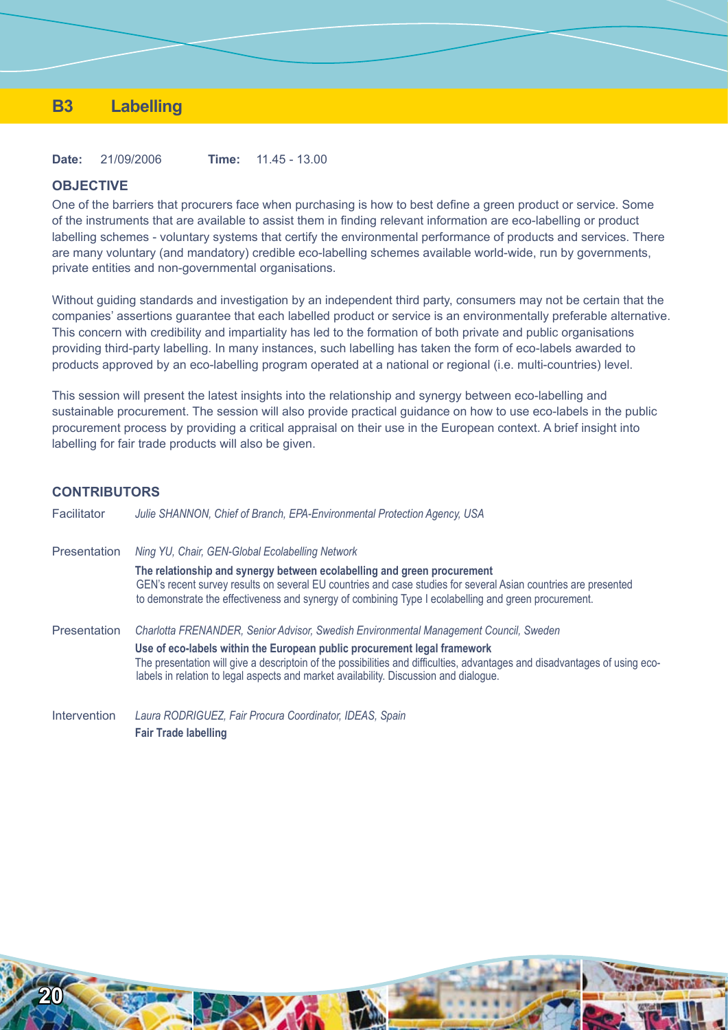# B3 Labelling

**Date:** 21/09/2006 **Time:** 11.45 - 13.00

## OBJECTIVE

One of the barriers that procurers face when purchasing is how to best define a green product or service. Some of the instruments that are available to assist them in finding relevant information are eco-labelling or product labelling schemes - voluntary systems that certify the environmental performance of products and services. There are many voluntary (and mandatory) credible eco-labelling schemes available world-wide, run by governments, private entities and non-governmental organisations.

Without guiding standards and investigation by an independent third party, consumers may not be certain that the companies' assertions guarantee that each labelled product or service is an environmentally preferable alternative. This concern with credibility and impartiality has led to the formation of both private and public organisations providing third-party labelling. In many instances, such labelling has taken the form of eco-labels awarded to products approved by an eco-labelling program operated at a national or regional (i.e. multi-countries) level.

This session will present the latest insights into the relationship and synergy between eco-labelling and sustainable procurement. The session will also provide practical guidance on how to use eco-labels in the public procurement process by providing a critical appraisal on their use in the European context. A brief insight into labelling for fair trade products will also be given.

## CONTRIBUTORS

Facilitator *Julie SHANNON, Chief of Branch, EPA-Environmental Protection Agency, USA*

Presentation *Ning YU, Chair, GEN-Global Ecolabelling Network*

**The relationship and synergy between ecolabelling and green procurement**
GEN's recent survey results on several EU countries and case studies for several Asian countries are presented to demonstrate the effectiveness and synergy of combining Type I ecolabelling and green procurement.

Presentation *Charlotta FRENANDER, Senior Advisor, Swedish Environmental Management Council, Sweden*

**Use of eco-labels within the European public procurement legal framework**
The presentation will give a descriptoin of the possibilities and difficulties, advantages and disadvantages of using eco-labels in relation to legal aspects and market availability. Discussion and dialogue.

Intervention *Laura RODRIGUEZ, Fair Procura Coordinator, IDEAS, Spain*

**Fair Trade labelling**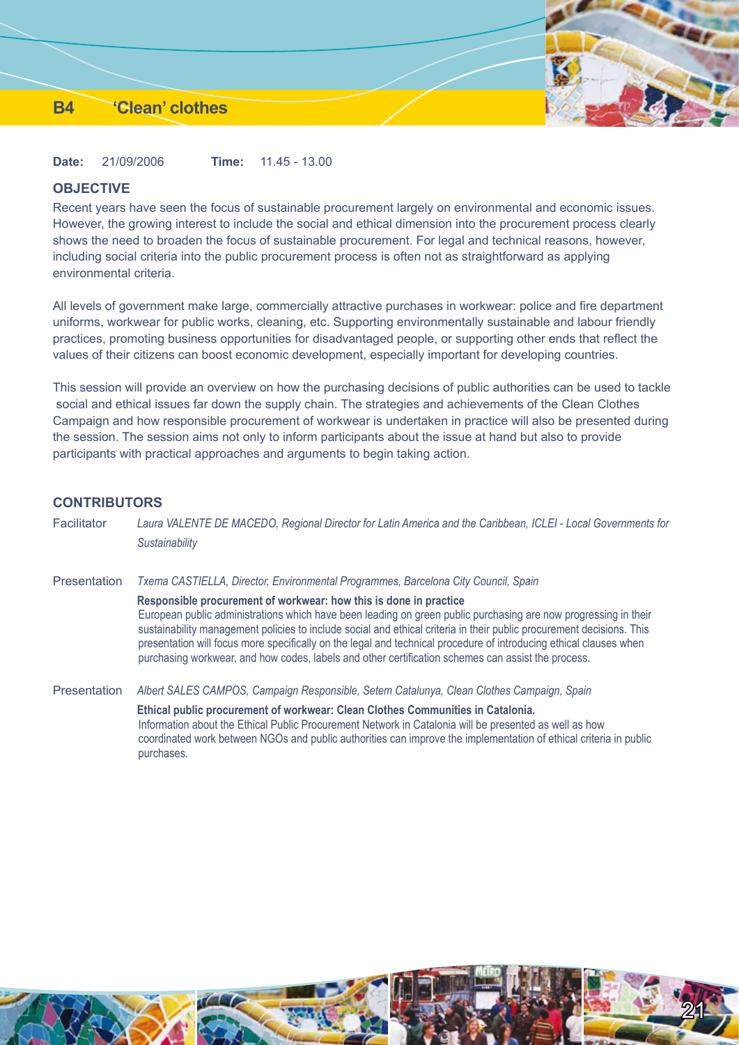# B4 'Clean' clothes

**Date:** 21/09/2006 **Time:** 11.45 - 13.00

## OBJECTIVE

Recent years have seen the focus of sustainable procurement largely on environmental and economic issues. However, the growing interest to include the social and ethical dimension into the procurement process clearly shows the need to broaden the focus of sustainable procurement. For legal and technical reasons, however, including social criteria into the public procurement process is often not as straightforward as applying environmental criteria.

All levels of government make large, commercially attractive purchases in workwear: police and fire department uniforms, workwear for public works, cleaning, etc. Supporting environmentally sustainable and labour friendly practices, promoting business opportunities for disadvantaged people, or supporting other ends that reflect the values of their citizens can boost economic development, especially important for developing countries.

This session will provide an overview on how the purchasing decisions of public authorities can be used to tackle social and ethical issues far down the supply chain. The strategies and achievements of the Clean Clothes Campaign and how responsible procurement of workwear is undertaken in practice will also be presented during the session. The session aims not only to inform participants about the issue at hand but also to provide participants with practical approaches and arguments to begin taking action.

## CONTRIBUTORS

Facilitator *Laura VALENTE DE MACEDO, Regional Director for Latin America and the Caribbean, ICLEI - Local Governments for Sustainability*

Presentation *Txema CASTIELLA, Director, Environmental Programmes, Barcelona City Council, Spain*

**Responsible procurement of workwear: how this is done in practice**
European public administrations which have been leading on green public purchasing are now progressing in their sustainability management policies to include social and ethical criteria in their public procurement decisions. This presentation will focus more specifically on the legal and technical procedure of introducing ethical clauses when purchasing workwear, and how codes, labels and other certification schemes can assist the process.

Presentation *Albert SALES CAMPOS, Campaign Responsible, Setem Catalunya, Clean Clothes Campaign, Spain*

**Ethical public procurement of workwear: Clean Clothes Communities in Catalonia.**
Information about the Ethical Public Procurement Network in Catalonia will be presented as well as how coordinated work between NGOs and public authorities can improve the implementation of ethical criteria in public purchases.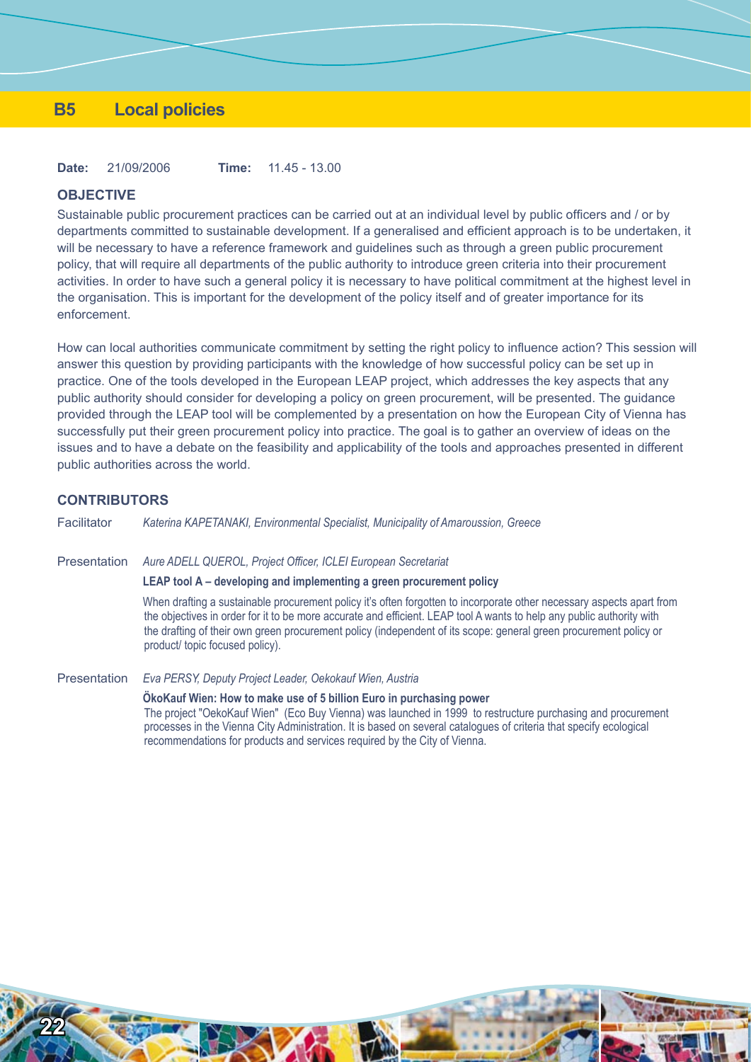## B5 Local policies

**Date:** 21/09/2006 **Time:** 11.45 - 13.00

### OBJECTIVE

Sustainable public procurement practices can be carried out at an individual level by public officers and / or by departments committed to sustainable development. If a generalised and efficient approach is to be undertaken, it will be necessary to have a reference framework and guidelines such as through a green public procurement policy, that will require all departments of the public authority to introduce green criteria into their procurement activities. In order to have such a general policy it is necessary to have political commitment at the highest level in the organisation. This is important for the development of the policy itself and of greater importance for its enforcement.

How can local authorities communicate commitment by setting the right policy to influence action? This session will answer this question by providing participants with the knowledge of how successful policy can be set up in practice. One of the tools developed in the European LEAP project, which addresses the key aspects that any public authority should consider for developing a policy on green procurement, will be presented. The guidance provided through the LEAP tool will be complemented by a presentation on how the European City of Vienna has successfully put their green procurement policy into practice. The goal is to gather an overview of ideas on the issues and to have a debate on the feasibility and applicability of the tools and approaches presented in different public authorities across the world.

### CONTRIBUTORS

Facilitator *Katerina KAPETANAKI, Environmental Specialist, Municipality of Amaroussion, Greece*

Presentation *Aure ADELL QUEROL, Project Officer, ICLEI European Secretariat*

**LEAP tool A – developing and implementing a green procurement policy**

When drafting a sustainable procurement policy it's often forgotten to incorporate other necessary aspects apart from the objectives in order for it to be more accurate and efficient. LEAP tool A wants to help any public authority with the drafting of their own green procurement policy (independent of its scope: general green procurement policy or product/ topic focused policy).

Presentation *Eva PERSY, Deputy Project Leader, Oekokauf Wien, Austria*

**ÖkoKauf Wien: How to make use of 5 billion Euro in purchasing power**

The project "OekoKauf Wien" (Eco Buy Vienna) was launched in 1999 to restructure purchasing and procurement processes in the Vienna City Administration. It is based on several catalogues of criteria that specify ecological recommendations for products and services required by the City of Vienna.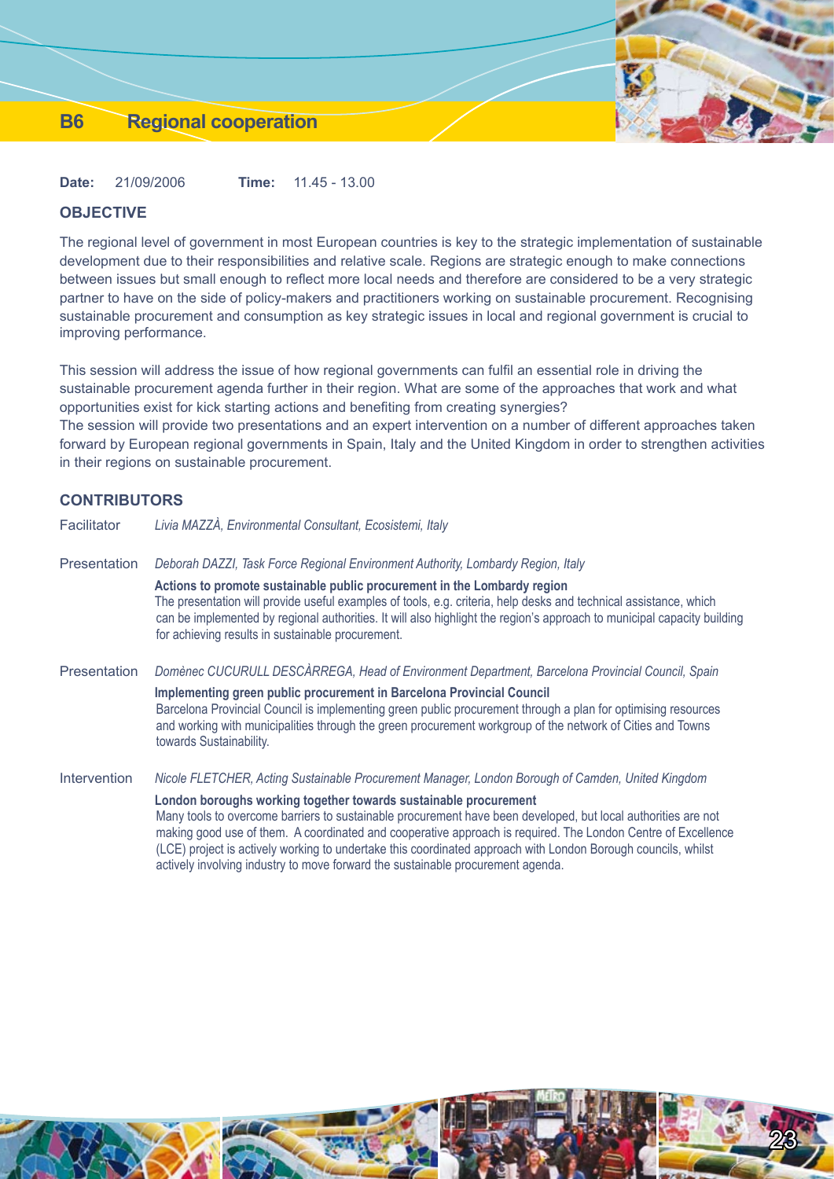# B6 Regional cooperation

**Date:** 21/09/2006 **Time:** 11.45 - 13.00

## OBJECTIVE

The regional level of government in most European countries is key to the strategic implementation of sustainable development due to their responsibilities and relative scale. Regions are strategic enough to make connections between issues but small enough to reflect more local needs and therefore are considered to be a very strategic partner to have on the side of policy-makers and practitioners working on sustainable procurement. Recognising sustainable procurement and consumption as key strategic issues in local and regional government is crucial to improving performance.

This session will address the issue of how regional governments can fulfil an essential role in driving the sustainable procurement agenda further in their region. What are some of the approaches that work and what opportunities exist for kick starting actions and benefiting from creating synergies?
The session will provide two presentations and an expert intervention on a number of different approaches taken forward by European regional governments in Spain, Italy and the United Kingdom in order to strengthen activities in their regions on sustainable procurement.

## CONTRIBUTORS

Facilitator *Livia MAZZÀ, Environmental Consultant, Ecosistemi, Italy*

Presentation *Deborah DAZZI, Task Force Regional Environment Authority, Lombardy Region, Italy*

**Actions to promote sustainable public procurement in the Lombardy region**
The presentation will provide useful examples of tools, e.g. criteria, help desks and technical assistance, which can be implemented by regional authorities. It will also highlight the region's approach to municipal capacity building for achieving results in sustainable procurement.

Presentation *Domènec CUCURULL DESCÀRREGA, Head of Environment Department, Barcelona Provincial Council, Spain*

**Implementing green public procurement in Barcelona Provincial Council**
Barcelona Provincial Council is implementing green public procurement through a plan for optimising resources and working with municipalities through the green procurement workgroup of the network of Cities and Towns towards Sustainability.

Intervention *Nicole FLETCHER, Acting Sustainable Procurement Manager, London Borough of Camden, United Kingdom*

**London boroughs working together towards sustainable procurement**
Many tools to overcome barriers to sustainable procurement have been developed, but local authorities are not making good use of them. A coordinated and cooperative approach is required. The London Centre of Excellence (LCE) project is actively working to undertake this coordinated approach with London Borough councils, whilst actively involving industry to move forward the sustainable procurement agenda.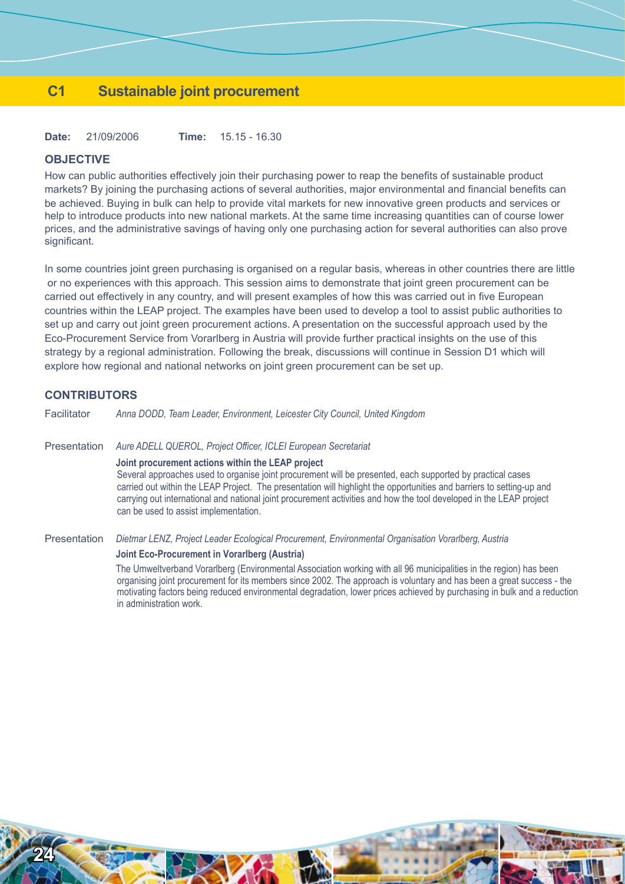# C1 Sustainable joint procurement

**Date:** 21/09/2006 **Time:** 15.15 - 16.30

## OBJECTIVE

How can public authorities effectively join their purchasing power to reap the benefits of sustainable product markets? By joining the purchasing actions of several authorities, major environmental and financial benefits can be achieved. Buying in bulk can help to provide vital markets for new innovative green products and services or help to introduce products into new national markets. At the same time increasing quantities can of course lower prices, and the administrative savings of having only one purchasing action for several authorities can also prove significant.

In some countries joint green purchasing is organised on a regular basis, whereas in other countries there are little or no experiences with this approach. This session aims to demonstrate that joint green procurement can be carried out effectively in any country, and will present examples of how this was carried out in five European countries within the LEAP project. The examples have been used to develop a tool to assist public authorities to set up and carry out joint green procurement actions. A presentation on the successful approach used by the Eco-Procurement Service from Vorarlberg in Austria will provide further practical insights on the use of this strategy by a regional administration. Following the break, discussions will continue in Session D1 which will explore how regional and national networks on joint green procurement can be set up.

## CONTRIBUTORS

Facilitator *Anna DODD, Team Leader, Environment, Leicester City Council, United Kingdom*

Presentation *Aure ADELL QUEROL, Project Officer, ICLEI European Secretariat*

**Joint procurement actions within the LEAP project**

Several approaches used to organise joint procurement will be presented, each supported by practical cases carried out within the LEAP Project. The presentation will highlight the opportunities and barriers to setting-up and carrying out international and national joint procurement activities and how the tool developed in the LEAP project can be used to assist implementation.

Presentation *Dietmar LENZ, Project Leader Ecological Procurement, Environmental Organisation Vorarlberg, Austria*

**Joint Eco-Procurement in Vorarlberg (Austria)**

The Umweltverband Vorarlberg (Environmental Association working with all 96 municipalities in the region) has been organising joint procurement for its members since 2002. The approach is voluntary and has been a great success - the motivating factors being reduced environmental degradation, lower prices achieved by purchasing in bulk and a reduction in administration work.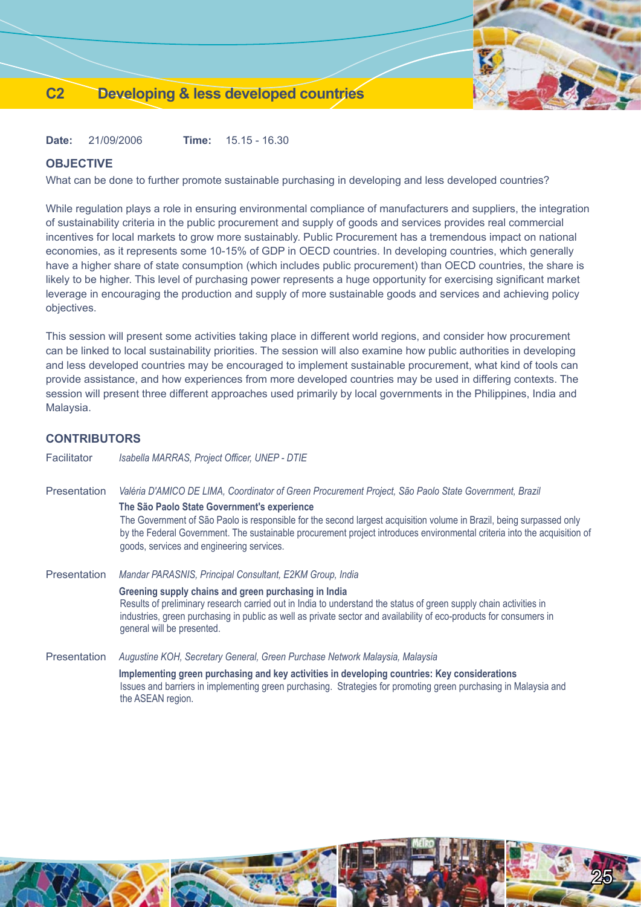# C2 Developing & less developed countries

**Date:** 21/09/2006 **Time:** 15.15 - 16.30

## OBJECTIVE

What can be done to further promote sustainable purchasing in developing and less developed countries?

While regulation plays a role in ensuring environmental compliance of manufacturers and suppliers, the integration of sustainability criteria in the public procurement and supply of goods and services provides real commercial incentives for local markets to grow more sustainably. Public Procurement has a tremendous impact on national economies, as it represents some 10-15% of GDP in OECD countries. In developing countries, which generally have a higher share of state consumption (which includes public procurement) than OECD countries, the share is likely to be higher. This level of purchasing power represents a huge opportunity for exercising significant market leverage in encouraging the production and supply of more sustainable goods and services and achieving policy objectives.

This session will present some activities taking place in different world regions, and consider how procurement can be linked to local sustainability priorities. The session will also examine how public authorities in developing and less developed countries may be encouraged to implement sustainable procurement, what kind of tools can provide assistance, and how experiences from more developed countries may be used in differing contexts. The session will present three different approaches used primarily by local governments in the Philippines, India and Malaysia.

## CONTRIBUTORS

Facilitator *Isabella MARRAS, Project Officer, UNEP - DTIE*

Presentation *Valéria D'AMICO DE LIMA, Coordinator of Green Procurement Project, São Paolo State Government, Brazil*

**The São Paolo State Government's experience**
The Government of São Paolo is responsible for the second largest acquisition volume in Brazil, being surpassed only by the Federal Government. The sustainable procurement project introduces environmental criteria into the acquisition of goods, services and engineering services.

Presentation *Mandar PARASNIS, Principal Consultant, E2KM Group, India*

**Greening supply chains and green purchasing in India**
Results of preliminary research carried out in India to understand the status of green supply chain activities in industries, green purchasing in public as well as private sector and availability of eco-products for consumers in general will be presented.

Presentation *Augustine KOH, Secretary General, Green Purchase Network Malaysia, Malaysia*

**Implementing green purchasing and key activities in developing countries: Key considerations**
Issues and barriers in implementing green purchasing. Strategies for promoting green purchasing in Malaysia and the ASEAN region.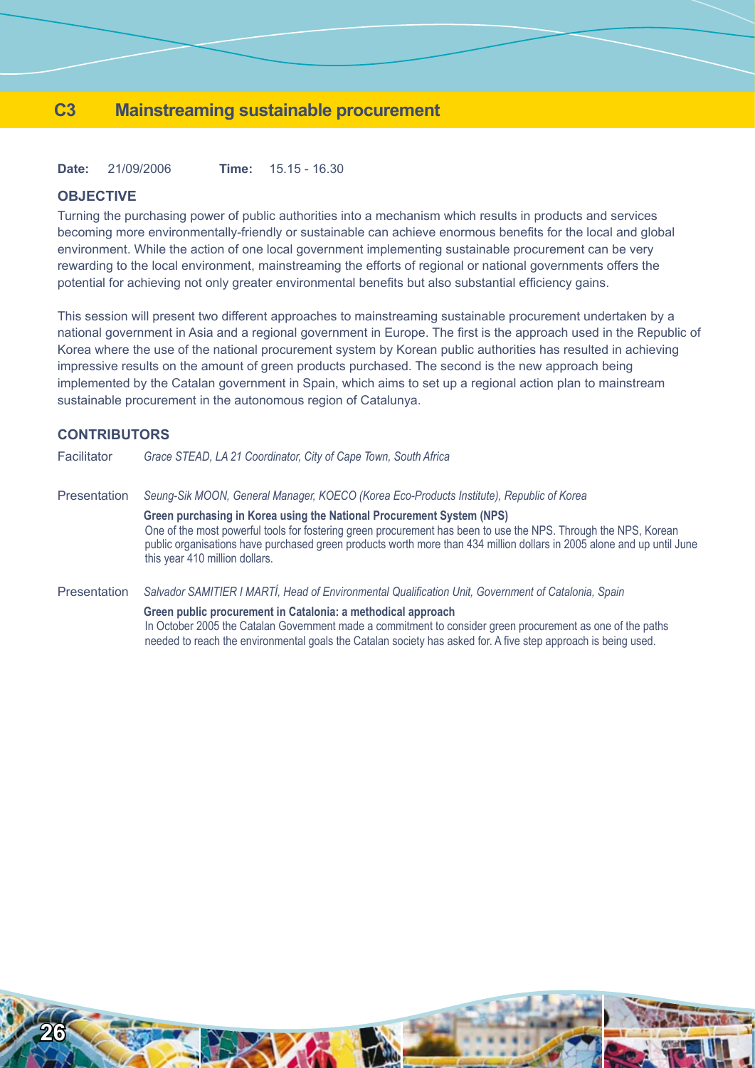## C3 Mainstreaming sustainable procurement

**Date:** 21/09/2006 **Time:** 15.15 - 16.30

### OBJECTIVE

Turning the purchasing power of public authorities into a mechanism which results in products and services becoming more environmentally-friendly or sustainable can achieve enormous benefits for the local and global environment. While the action of one local government implementing sustainable procurement can be very rewarding to the local environment, mainstreaming the efforts of regional or national governments offers the potential for achieving not only greater environmental benefits but also substantial efficiency gains.

This session will present two different approaches to mainstreaming sustainable procurement undertaken by a national government in Asia and a regional government in Europe. The first is the approach used in the Republic of Korea where the use of the national procurement system by Korean public authorities has resulted in achieving impressive results on the amount of green products purchased. The second is the new approach being implemented by the Catalan government in Spain, which aims to set up a regional action plan to mainstream sustainable procurement in the autonomous region of Catalunya.

### CONTRIBUTORS

Facilitator *Grace STEAD, LA 21 Coordinator, City of Cape Town, South Africa*

Presentation *Seung-Sik MOON, General Manager, KOECO (Korea Eco-Products Institute), Republic of Korea*

**Green purchasing in Korea using the National Procurement System (NPS)**
One of the most powerful tools for fostering green procurement has been to use the NPS. Through the NPS, Korean public organisations have purchased green products worth more than 434 million dollars in 2005 alone and up until June this year 410 million dollars.

Presentation *Salvador SAMITIER I MARTÍ, Head of Environmental Qualification Unit, Government of Catalonia, Spain*

**Green public procurement in Catalonia: a methodical approach**
In October 2005 the Catalan Government made a commitment to consider green procurement as one of the paths needed to reach the environmental goals the Catalan society has asked for. A five step approach is being used.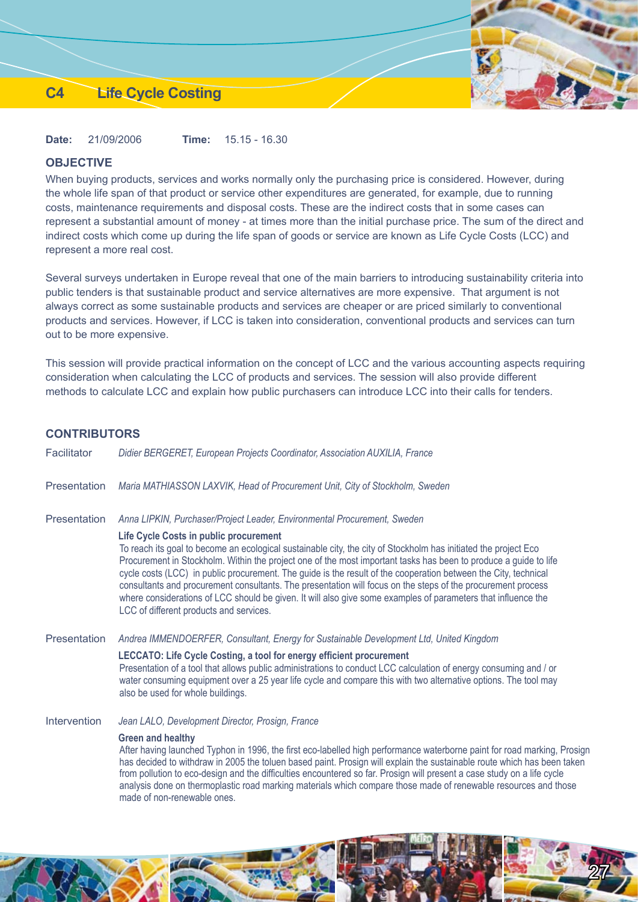# C4 Life Cycle Costing

**Date:** 21/09/2006 **Time:** 15.15 - 16.30

## OBJECTIVE

When buying products, services and works normally only the purchasing price is considered. However, during the whole life span of that product or service other expenditures are generated, for example, due to running costs, maintenance requirements and disposal costs. These are the indirect costs that in some cases can represent a substantial amount of money - at times more than the initial purchase price. The sum of the direct and indirect costs which come up during the life span of goods or service are known as Life Cycle Costs (LCC) and represent a more real cost.

Several surveys undertaken in Europe reveal that one of the main barriers to introducing sustainability criteria into public tenders is that sustainable product and service alternatives are more expensive. That argument is not always correct as some sustainable products and services are cheaper or are priced similarly to conventional products and services. However, if LCC is taken into consideration, conventional products and services can turn out to be more expensive.

This session will provide practical information on the concept of LCC and the various accounting aspects requiring consideration when calculating the LCC of products and services. The session will also provide different methods to calculate LCC and explain how public purchasers can introduce LCC into their calls for tenders.

## CONTRIBUTORS

Facilitator *Didier BERGERET, European Projects Coordinator, Association AUXILIA, France*

Presentation *Maria MATHIASSON LAXVIK, Head of Procurement Unit, City of Stockholm, Sweden*

Presentation *Anna LIPKIN, Purchaser/Project Leader, Environmental Procurement, Sweden*

**Life Cycle Costs in public procurement**

To reach its goal to become an ecological sustainable city, the city of Stockholm has initiated the project Eco Procurement in Stockholm. Within the project one of the most important tasks has been to produce a guide to life cycle costs (LCC) in public procurement. The guide is the result of the cooperation between the City, technical consultants and procurement consultants. The presentation will focus on the steps of the procurement process where considerations of LCC should be given. It will also give some examples of parameters that influence the LCC of different products and services.

Presentation *Andrea IMMENDOERFER, Consultant, Energy for Sustainable Development Ltd, United Kingdom*

**LECCATO: Life Cycle Costing, a tool for energy efficient procurement**

Presentation of a tool that allows public administrations to conduct LCC calculation of energy consuming and / or water consuming equipment over a 25 year life cycle and compare this with two alternative options. The tool may also be used for whole buildings.

Intervention *Jean LALO, Development Director, Prosign, France*

**Green and healthy**

After having launched Typhon in 1996, the first eco-labelled high performance waterborne paint for road marking, Prosign has decided to withdraw in 2005 the toluen based paint. Prosign will explain the sustainable route which has been taken from pollution to eco-design and the difficulties encountered so far. Prosign will present a case study on a life cycle analysis done on thermoplastic road marking materials which compare those made of renewable resources and those made of non-renewable ones.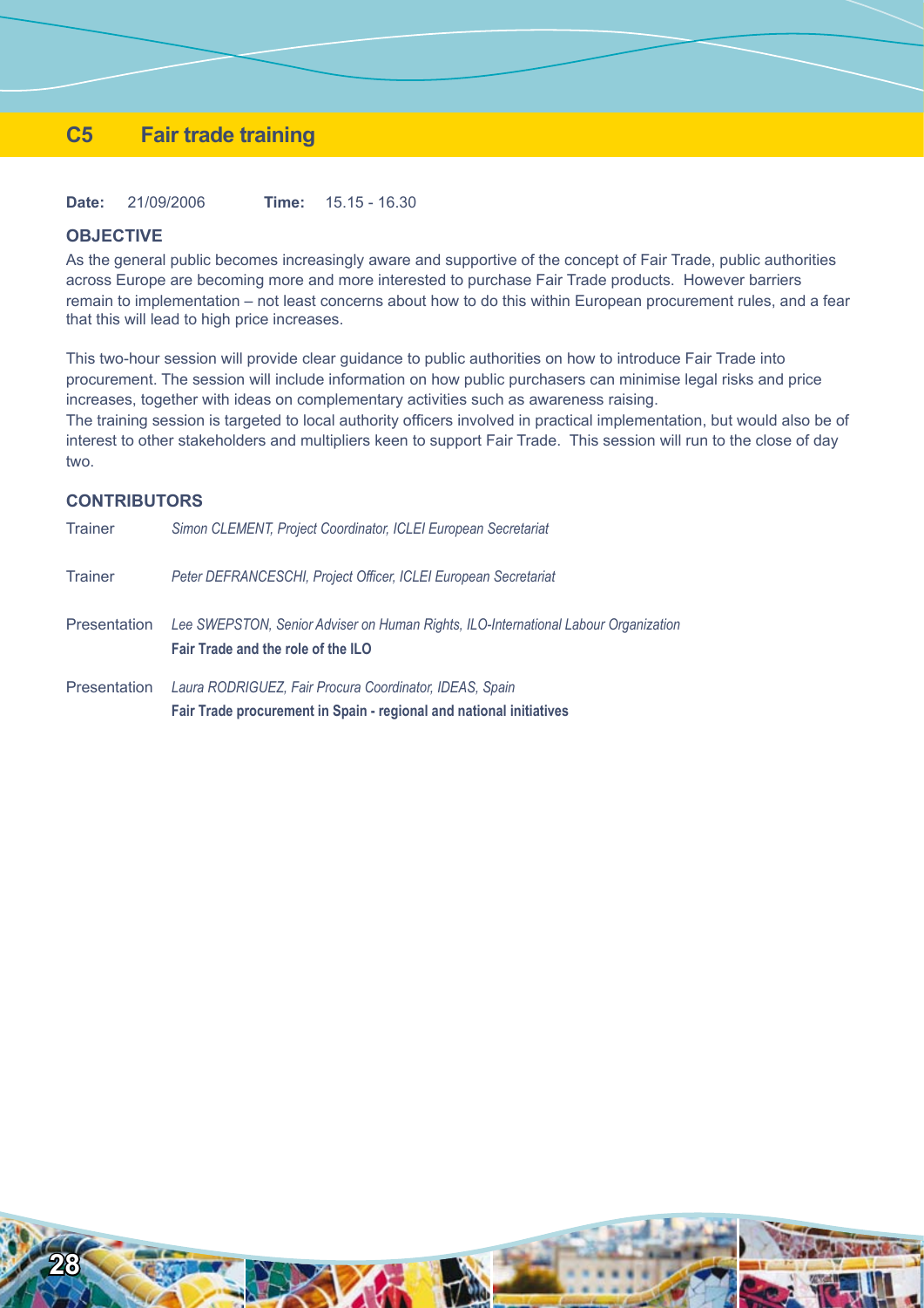# C5 Fair trade training

**Date:** 21/09/2006 **Time:** 15.15 - 16.30

## OBJECTIVE

As the general public becomes increasingly aware and supportive of the concept of Fair Trade, public authorities across Europe are becoming more and more interested to purchase Fair Trade products. However barriers remain to implementation – not least concerns about how to do this within European procurement rules, and a fear that this will lead to high price increases.

This two-hour session will provide clear guidance to public authorities on how to introduce Fair Trade into procurement. The session will include information on how public purchasers can minimise legal risks and price increases, together with ideas on complementary activities such as awareness raising.

The training session is targeted to local authority officers involved in practical implementation, but would also be of interest to other stakeholders and multipliers keen to support Fair Trade. This session will run to the close of day two.

## CONTRIBUTORS

Trainer *Simon CLEMENT, Project Coordinator, ICLEI European Secretariat*

Trainer *Peter DEFRANCESCHI, Project Officer, ICLEI European Secretariat*

Presentation *Lee SWEPSTON, Senior Adviser on Human Rights, ILO-International Labour Organization*
**Fair Trade and the role of the ILO**

Presentation *Laura RODRIGUEZ, Fair Procura Coordinator, IDEAS, Spain*
**Fair Trade procurement in Spain - regional and national initiatives**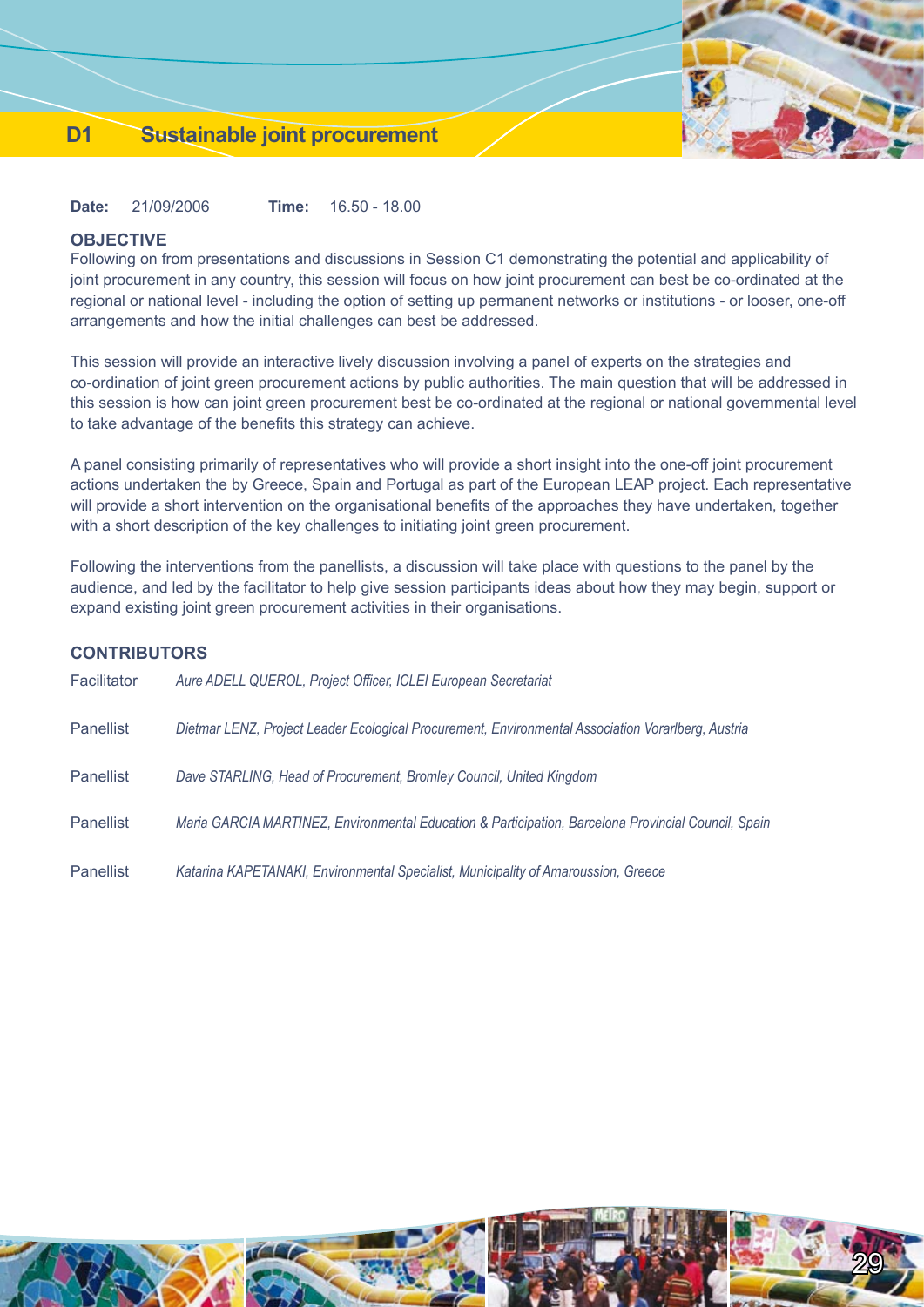# D1 Sustainable joint procurement

**Date:** 21/09/2006 **Time:** 16.50 - 18.00

### OBJECTIVE

Following on from presentations and discussions in Session C1 demonstrating the potential and applicability of joint procurement in any country, this session will focus on how joint procurement can best be co-ordinated at the regional or national level - including the option of setting up permanent networks or institutions - or looser, one-off arrangements and how the initial challenges can best be addressed.

This session will provide an interactive lively discussion involving a panel of experts on the strategies and co-ordination of joint green procurement actions by public authorities. The main question that will be addressed in this session is how can joint green procurement best be co-ordinated at the regional or national governmental level to take advantage of the benefits this strategy can achieve.

A panel consisting primarily of representatives who will provide a short insight into the one-off joint procurement actions undertaken the by Greece, Spain and Portugal as part of the European LEAP project. Each representative will provide a short intervention on the organisational benefits of the approaches they have undertaken, together with a short description of the key challenges to initiating joint green procurement.

Following the interventions from the panellists, a discussion will take place with questions to the panel by the audience, and led by the facilitator to help give session participants ideas about how they may begin, support or expand existing joint green procurement activities in their organisations.

### CONTRIBUTORS

| | |
|---|---|
| Facilitator | *Aure ADELL QUEROL, Project Officer, ICLEI European Secretariat* |
| Panellist | *Dietmar LENZ, Project Leader Ecological Procurement, Environmental Association Vorarlberg, Austria* |
| Panellist | *Dave STARLING, Head of Procurement, Bromley Council, United Kingdom* |
| Panellist | *Maria GARCIA MARTINEZ, Environmental Education & Participation, Barcelona Provincial Council, Spain* |
| Panellist | *Katarina KAPETANAKI, Environmental Specialist, Municipality of Amaroussion, Greece* |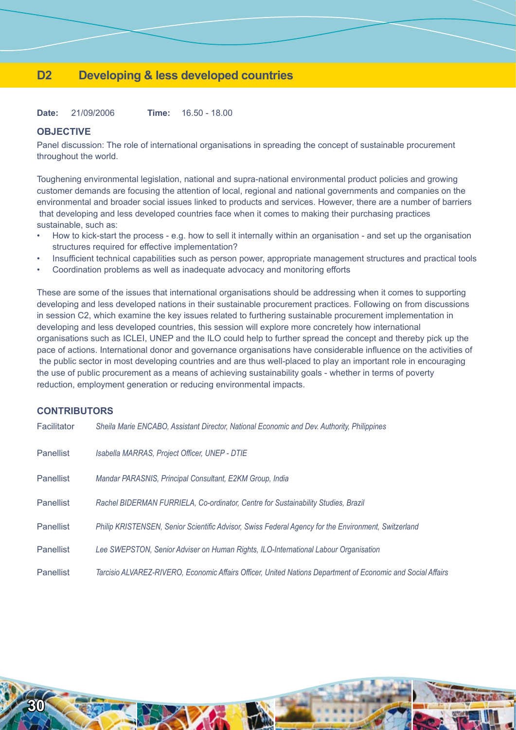## D2 Developing & less developed countries

**Date:** 21/09/2006 **Time:** 16.50 - 18.00

### OBJECTIVE

Panel discussion: The role of international organisations in spreading the concept of sustainable procurement throughout the world.

Toughening environmental legislation, national and supra-national environmental product policies and growing customer demands are focusing the attention of local, regional and national governments and companies on the environmental and broader social issues linked to products and services. However, there are a number of barriers that developing and less developed countries face when it comes to making their purchasing practices sustainable, such as:

- How to kick-start the process - e.g. how to sell it internally within an organisation - and set up the organisation structures required for effective implementation?
- Insufficient technical capabilities such as person power, appropriate management structures and practical tools
- Coordination problems as well as inadequate advocacy and monitoring efforts

These are some of the issues that international organisations should be addressing when it comes to supporting developing and less developed nations in their sustainable procurement practices. Following on from discussions in session C2, which examine the key issues related to furthering sustainable procurement implementation in developing and less developed countries, this session will explore more concretely how international organisations such as ICLEI, UNEP and the ILO could help to further spread the concept and thereby pick up the pace of actions. International donor and governance organisations have considerable influence on the activities of the public sector in most developing countries and are thus well-placed to play an important role in encouraging the use of public procurement as a means of achieving sustainability goals - whether in terms of poverty reduction, employment generation or reducing environmental impacts.

### CONTRIBUTORS

| | |
|---|---|
| Facilitator | *Sheila Marie ENCABO, Assistant Director, National Economic and Dev. Authority, Philippines* |
| Panellist | *Isabella MARRAS, Project Officer, UNEP - DTIE* |
| Panellist | *Mandar PARASNIS, Principal Consultant, E2KM Group, India* |
| Panellist | *Rachel BIDERMAN FURRIELA, Co-ordinator, Centre for Sustainability Studies, Brazil* |
| Panellist | *Philip KRISTENSEN, Senior Scientific Advisor, Swiss Federal Agency for the Environment, Switzerland* |
| Panellist | *Lee SWEPSTON, Senior Adviser on Human Rights, ILO-International Labour Organisation* |
| Panellist | *Tarcisio ALVAREZ-RIVERO, Economic Affairs Officer, United Nations Department of Economic and Social Affairs* |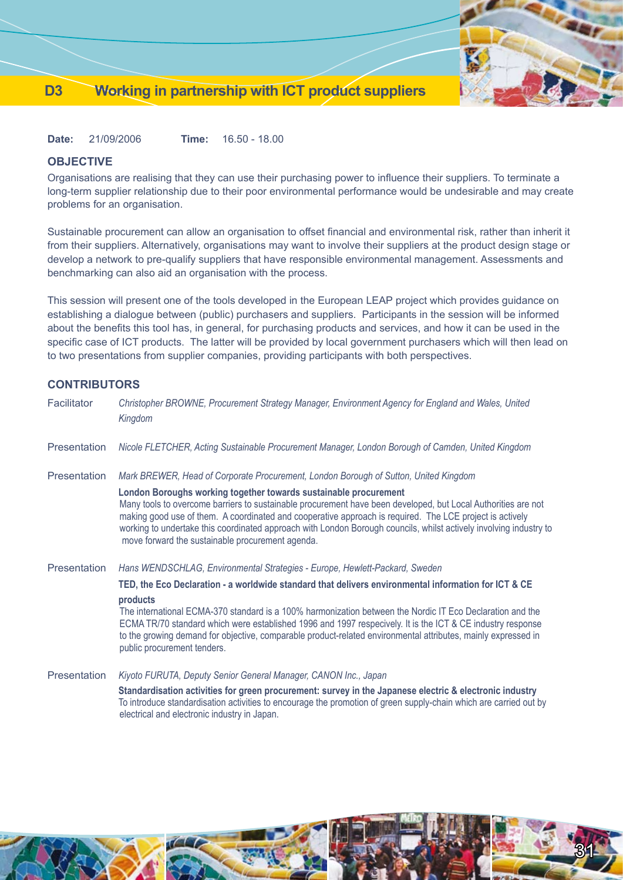# D3 Working in partnership with ICT product suppliers

**Date:** 21/09/2006 **Time:** 16.50 - 18.00

## OBJECTIVE

Organisations are realising that they can use their purchasing power to influence their suppliers. To terminate a long-term supplier relationship due to their poor environmental performance would be undesirable and may create problems for an organisation.

Sustainable procurement can allow an organisation to offset financial and environmental risk, rather than inherit it from their suppliers. Alternatively, organisations may want to involve their suppliers at the product design stage or develop a network to pre-qualify suppliers that have responsible environmental management. Assessments and benchmarking can also aid an organisation with the process.

This session will present one of the tools developed in the European LEAP project which provides guidance on establishing a dialogue between (public) purchasers and suppliers. Participants in the session will be informed about the benefits this tool has, in general, for purchasing products and services, and how it can be used in the specific case of ICT products. The latter will be provided by local government purchasers which will then lead on to two presentations from supplier companies, providing participants with both perspectives.

## CONTRIBUTORS

Facilitator *Christopher BROWNE, Procurement Strategy Manager, Environment Agency for England and Wales, United Kingdom*

Presentation *Nicole FLETCHER, Acting Sustainable Procurement Manager, London Borough of Camden, United Kingdom*

Presentation *Mark BREWER, Head of Corporate Procurement, London Borough of Sutton, United Kingdom*

**London Boroughs working together towards sustainable procurement**
Many tools to overcome barriers to sustainable procurement have been developed, but Local Authorities are not making good use of them. A coordinated and cooperative approach is required. The LCE project is actively working to undertake this coordinated approach with London Borough councils, whilst actively involving industry to move forward the sustainable procurement agenda.

Presentation *Hans WENDSCHLAG, Environmental Strategies - Europe, Hewlett-Packard, Sweden*

**TED, the Eco Declaration - a worldwide standard that delivers environmental information for ICT & CE products**
The international ECMA-370 standard is a 100% harmonization between the Nordic IT Eco Declaration and the ECMA TR/70 standard which were established 1996 and 1997 respecively. It is the ICT & CE industry response to the growing demand for objective, comparable product-related environmental attributes, mainly expressed in public procurement tenders.

Presentation *Kiyoto FURUTA, Deputy Senior General Manager, CANON Inc., Japan*

**Standardisation activities for green procurement: survey in the Japanese electric & electronic industry**
To introduce standardisation activities to encourage the promotion of green supply-chain which are carried out by electrical and electronic industry in Japan.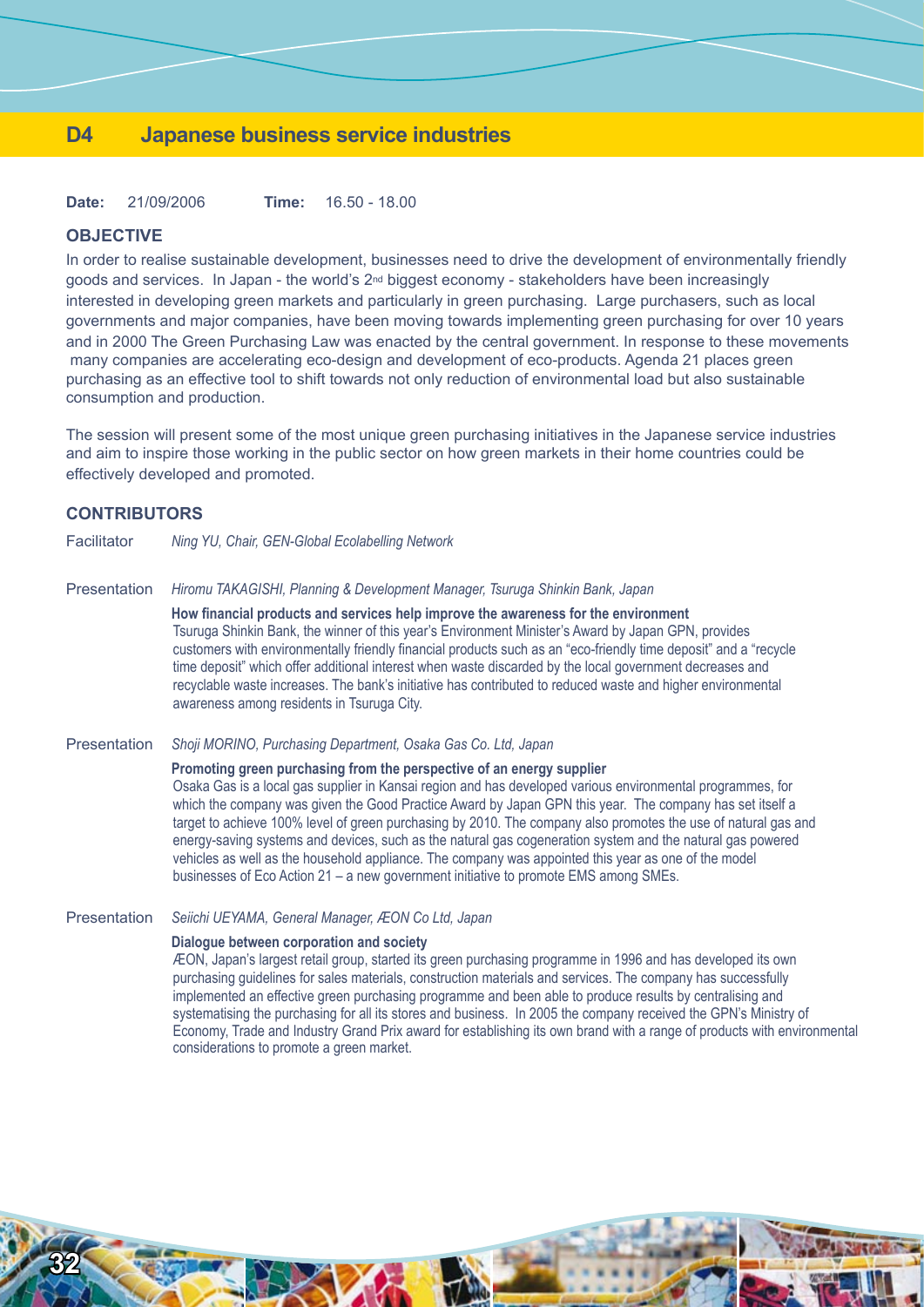# D4 Japanese business service industries

**Date:** 21/09/2006 **Time:** 16.50 - 18.00

## OBJECTIVE

In order to realise sustainable development, businesses need to drive the development of environmentally friendly goods and services. In Japan - the world's 2nd biggest economy - stakeholders have been increasingly interested in developing green markets and particularly in green purchasing. Large purchasers, such as local governments and major companies, have been moving towards implementing green purchasing for over 10 years and in 2000 The Green Purchasing Law was enacted by the central government. In response to these movements many companies are accelerating eco-design and development of eco-products. Agenda 21 places green purchasing as an effective tool to shift towards not only reduction of environmental load but also sustainable consumption and production.

The session will present some of the most unique green purchasing initiatives in the Japanese service industries and aim to inspire those working in the public sector on how green markets in their home countries could be effectively developed and promoted.

## CONTRIBUTORS

Facilitator *Ning YU, Chair, GEN-Global Ecolabelling Network*

Presentation *Hiromu TAKAGISHI, Planning & Development Manager, Tsuruga Shinkin Bank, Japan*

**How financial products and services help improve the awareness for the environment**
Tsuruga Shinkin Bank, the winner of this year's Environment Minister's Award by Japan GPN, provides customers with environmentally friendly financial products such as an "eco-friendly time deposit" and a "recycle time deposit" which offer additional interest when waste discarded by the local government decreases and recyclable waste increases. The bank's initiative has contributed to reduced waste and higher environmental awareness among residents in Tsuruga City.

Presentation *Shoji MORINO, Purchasing Department, Osaka Gas Co. Ltd, Japan*

**Promoting green purchasing from the perspective of an energy supplier**
Osaka Gas is a local gas supplier in Kansai region and has developed various environmental programmes, for which the company was given the Good Practice Award by Japan GPN this year. The company has set itself a target to achieve 100% level of green purchasing by 2010. The company also promotes the use of natural gas and energy-saving systems and devices, such as the natural gas cogeneration system and the natural gas powered vehicles as well as the household appliance. The company was appointed this year as one of the model businesses of Eco Action 21 – a new government initiative to promote EMS among SMEs.

Presentation *Seiichi UEYAMA, General Manager, ÆON Co Ltd, Japan*

**Dialogue between corporation and society**
ÆON, Japan's largest retail group, started its green purchasing programme in 1996 and has developed its own purchasing guidelines for sales materials, construction materials and services. The company has successfully implemented an effective green purchasing programme and been able to produce results by centralising and systematising the purchasing for all its stores and business. In 2005 the company received the GPN's Ministry of Economy, Trade and Industry Grand Prix award for establishing its own brand with a range of products with environmental considerations to promote a green market.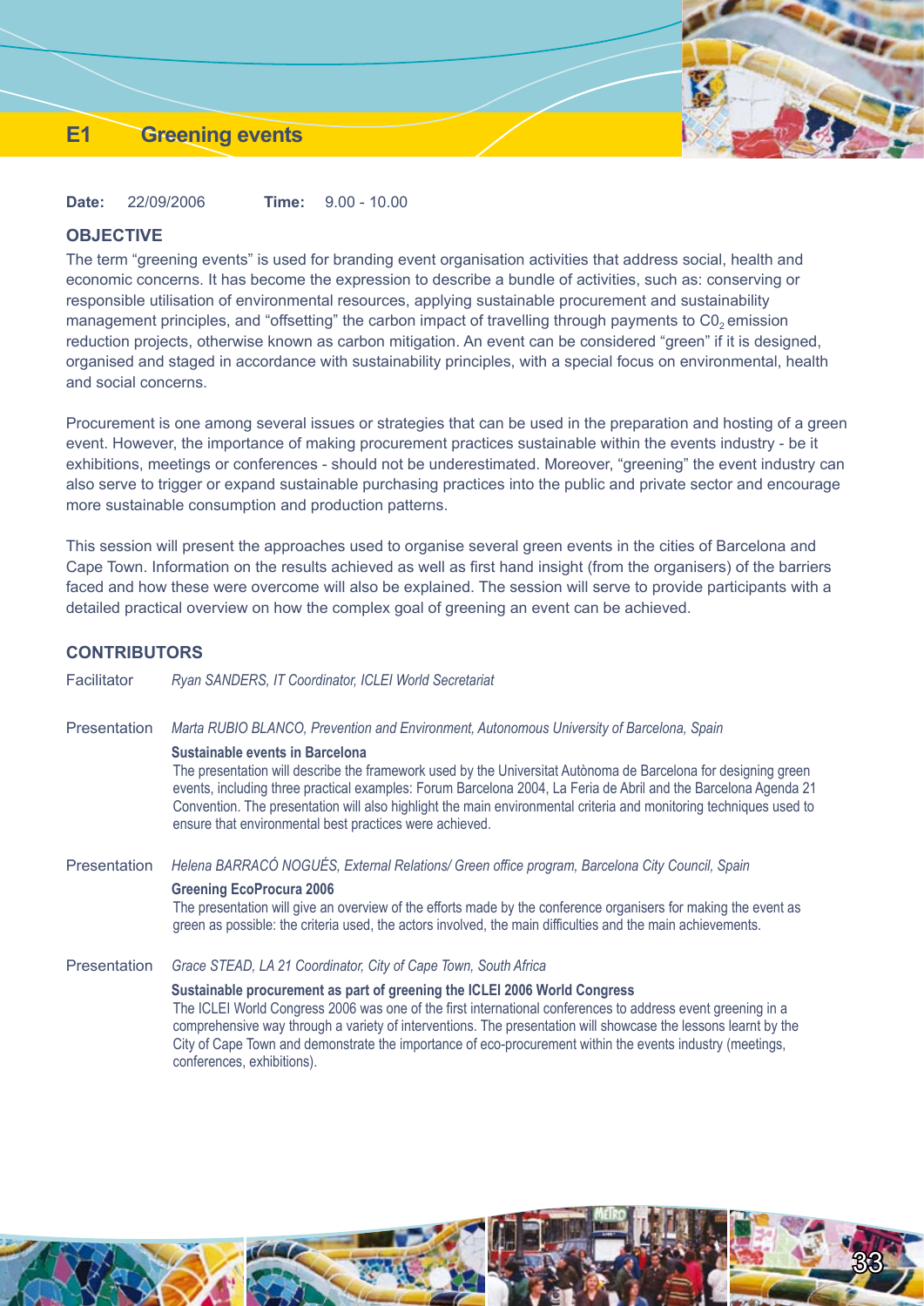# E1 Greening events

**Date:** 22/09/2006 **Time:** 9.00 - 10.00

## OBJECTIVE

The term "greening events" is used for branding event organisation activities that address social, health and economic concerns. It has become the expression to describe a bundle of activities, such as: conserving or responsible utilisation of environmental resources, applying sustainable procurement and sustainability management principles, and "offsetting" the carbon impact of travelling through payments to $C0_2$ emission reduction projects, otherwise known as carbon mitigation. An event can be considered "green" if it is designed, organised and staged in accordance with sustainability principles, with a special focus on environmental, health and social concerns.

Procurement is one among several issues or strategies that can be used in the preparation and hosting of a green event. However, the importance of making procurement practices sustainable within the events industry - be it exhibitions, meetings or conferences - should not be underestimated. Moreover, "greening" the event industry can also serve to trigger or expand sustainable purchasing practices into the public and private sector and encourage more sustainable consumption and production patterns.

This session will present the approaches used to organise several green events in the cities of Barcelona and Cape Town. Information on the results achieved as well as first hand insight (from the organisers) of the barriers faced and how these were overcome will also be explained. The session will serve to provide participants with a detailed practical overview on how the complex goal of greening an event can be achieved.

## CONTRIBUTORS

Facilitator *Ryan SANDERS, IT Coordinator, ICLEI World Secretariat*

Presentation *Marta RUBIO BLANCO, Prevention and Environment, Autonomous University of Barcelona, Spain*

**Sustainable events in Barcelona**
The presentation will describe the framework used by the Universitat Autònoma de Barcelona for designing green events, including three practical examples: Forum Barcelona 2004, La Feria de Abril and the Barcelona Agenda 21 Convention. The presentation will also highlight the main environmental criteria and monitoring techniques used to ensure that environmental best practices were achieved.

Presentation *Helena BARRACÓ NOGUÉS, External Relations/ Green office program, Barcelona City Council, Spain*

**Greening EcoProcura 2006**
The presentation will give an overview of the efforts made by the conference organisers for making the event as green as possible: the criteria used, the actors involved, the main difficulties and the main achievements.

Presentation *Grace STEAD, LA 21 Coordinator, City of Cape Town, South Africa*

**Sustainable procurement as part of greening the ICLEI 2006 World Congress**
The ICLEI World Congress 2006 was one of the first international conferences to address event greening in a comprehensive way through a variety of interventions. The presentation will showcase the lessons learnt by the City of Cape Town and demonstrate the importance of eco-procurement within the events industry (meetings, conferences, exhibitions).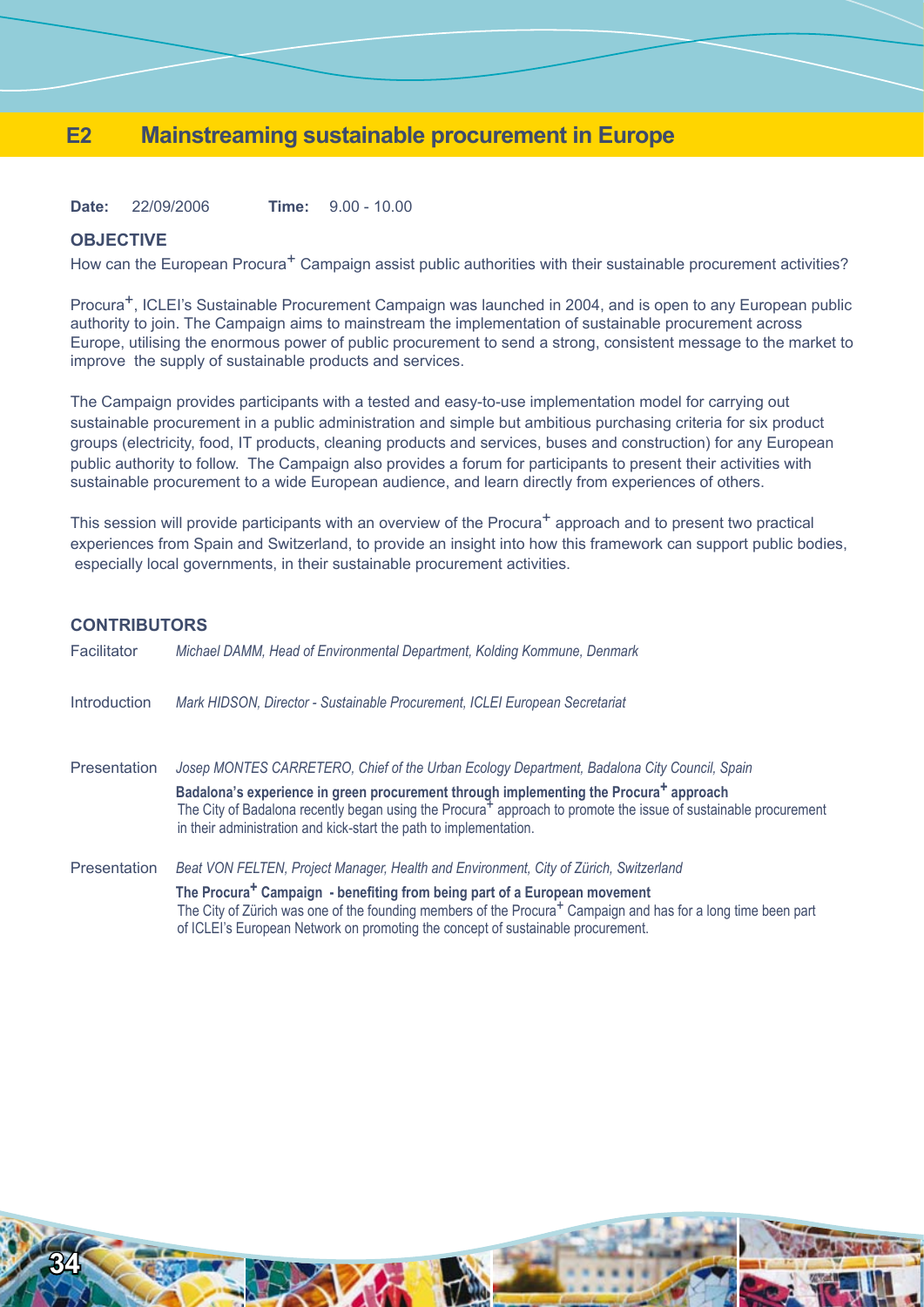# E2 Mainstreaming sustainable procurement in Europe

**Date:** 22/09/2006 **Time:** 9.00 - 10.00

## OBJECTIVE

How can the European Procura$^+$ Campaign assist public authorities with their sustainable procurement activities?

Procura$^+$, ICLEI's Sustainable Procurement Campaign was launched in 2004, and is open to any European public authority to join. The Campaign aims to mainstream the implementation of sustainable procurement across Europe, utilising the enormous power of public procurement to send a strong, consistent message to the market to improve the supply of sustainable products and services.

The Campaign provides participants with a tested and easy-to-use implementation model for carrying out sustainable procurement in a public administration and simple but ambitious purchasing criteria for six product groups (electricity, food, IT products, cleaning products and services, buses and construction) for any European public authority to follow. The Campaign also provides a forum for participants to present their activities with sustainable procurement to a wide European audience, and learn directly from experiences of others.

This session will provide participants with an overview of the Procura$^+$ approach and to present two practical experiences from Spain and Switzerland, to provide an insight into how this framework can support public bodies, especially local governments, in their sustainable procurement activities.

## CONTRIBUTORS

Facilitator *Michael DAMM, Head of Environmental Department, Kolding Kommune, Denmark*

Introduction *Mark HIDSON, Director - Sustainable Procurement, ICLEI European Secretariat*

Presentation *Josep MONTES CARRETERO, Chief of the Urban Ecology Department, Badalona City Council, Spain*

**Badalona's experience in green procurement through implementing the Procura$^+$ approach**
The City of Badalona recently began using the Procura$^+$ approach to promote the issue of sustainable procurement in their administration and kick-start the path to implementation.

Presentation *Beat VON FELTEN, Project Manager, Health and Environment, City of Zürich, Switzerland*

**The Procura$^+$ Campaign - benefiting from being part of a European movement**
The City of Zürich was one of the founding members of the Procura$^+$ Campaign and has for a long time been part of ICLEI's European Network on promoting the concept of sustainable procurement.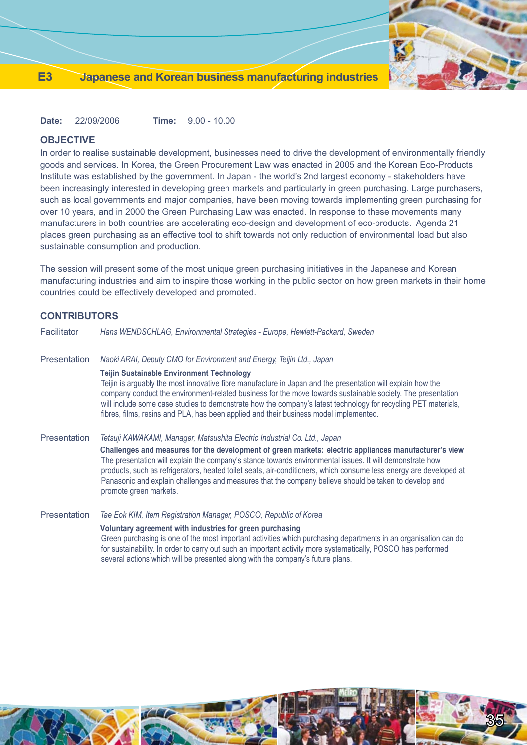# E3 Japanese and Korean business manufacturing industries

**Date:** 22/09/2006 **Time:** 9.00 - 10.00

## OBJECTIVE

In order to realise sustainable development, businesses need to drive the development of environmentally friendly goods and services. In Korea, the Green Procurement Law was enacted in 2005 and the Korean Eco-Products Institute was established by the government. In Japan - the world's 2nd largest economy - stakeholders have been increasingly interested in developing green markets and particularly in green purchasing. Large purchasers, such as local governments and major companies, have been moving towards implementing green purchasing for over 10 years, and in 2000 the Green Purchasing Law was enacted. In response to these movements many manufacturers in both countries are accelerating eco-design and development of eco-products. Agenda 21 places green purchasing as an effective tool to shift towards not only reduction of environmental load but also sustainable consumption and production.

The session will present some of the most unique green purchasing initiatives in the Japanese and Korean manufacturing industries and aim to inspire those working in the public sector on how green markets in their home countries could be effectively developed and promoted.

## CONTRIBUTORS

Facilitator *Hans WENDSCHLAG, Environmental Strategies - Europe, Hewlett-Packard, Sweden*

Presentation *Naoki ARAI, Deputy CMO for Environment and Energy, Teijin Ltd., Japan*

**Teijin Sustainable Environment Technology**
Teijin is arguably the most innovative fibre manufacture in Japan and the presentation will explain how the company conduct the environment-related business for the move towards sustainable society. The presentation will include some case studies to demonstrate how the company's latest technology for recycling PET materials, fibres, films, resins and PLA, has been applied and their business model implemented.

Presentation *Tetsuji KAWAKAMI, Manager, Matsushita Electric Industrial Co. Ltd., Japan*

**Challenges and measures for the development of green markets: electric appliances manufacturer's view**
The presentation will explain the company's stance towards environmental issues. It will demonstrate how products, such as refrigerators, heated toilet seats, air-conditioners, which consume less energy are developed at Panasonic and explain challenges and measures that the company believe should be taken to develop and promote green markets.

Presentation *Tae Eok KIM, Item Registration Manager, POSCO, Republic of Korea*

**Voluntary agreement with industries for green purchasing**
Green purchasing is one of the most important activities which purchasing departments in an organisation can do for sustainability. In order to carry out such an important activity more systematically, POSCO has performed several actions which will be presented along with the company's future plans.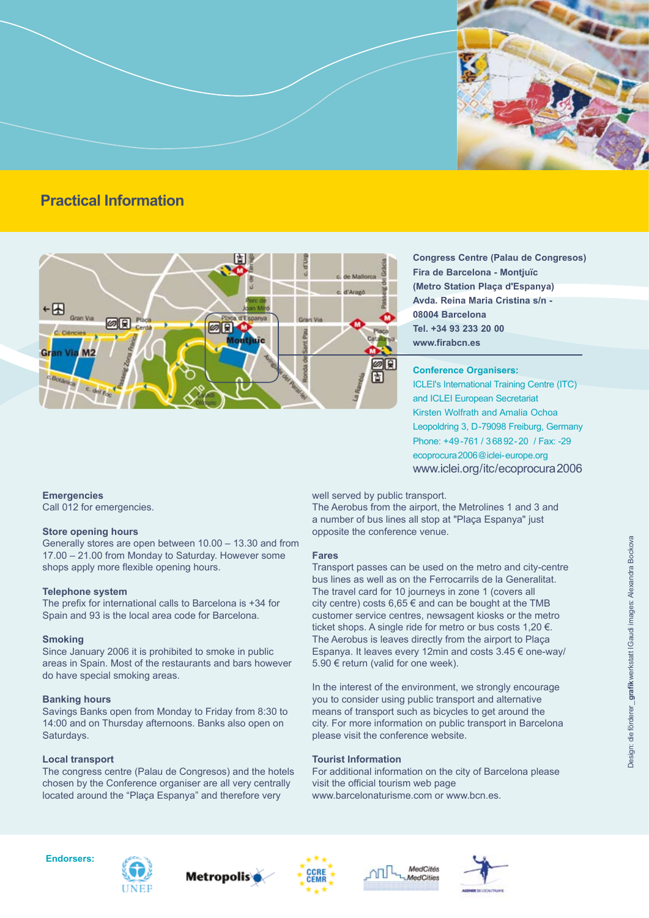## Practical Information

**Congress Centre (Palau de Congresos)**
**Fira de Barcelona - Montjuïc**
**(Metro Station Plaça d'Espanya)**
**Avda. Reina Maria Cristina s/n -**
**08004 Barcelona**
**Tel. +34 93 233 20 00**
**www.firabcn.es**

**Conference Organisers:**
ICLEI's International Training Centre (ITC)
and ICLEI European Secretariat
Kirsten Wolfrath and Amalia Ochoa
Leopoldring 3, D-79098 Freiburg, Germany
Phone: +49-761 / 36892-20 / Fax: -29
ecoprocura2006@iclei-europe.org
www.iclei.org/itc/ecoprocura2006

**Emergencies**
Call 012 for emergencies.

**Store opening hours**
Generally stores are open between 10.00 – 13.30 and from 17.00 – 21.00 from Monday to Saturday. However some shops apply more flexible opening hours.

**Telephone system**
The prefix for international calls to Barcelona is +34 for Spain and 93 is the local area code for Barcelona.

**Smoking**
Since January 2006 it is prohibited to smoke in public areas in Spain. Most of the restaurants and bars however do have special smoking areas.

**Banking hours**
Savings Banks open from Monday to Friday from 8:30 to 14:00 and on Thursday afternoons. Banks also open on Saturdays.

**Local transport**
The congress centre (Palau de Congresos) and the hotels chosen by the Conference organiser are all very centrally located around the "Plaça Espanya" and therefore very well served by public transport.
The Aerobus from the airport, the Metrolines 1 and 3 and a number of bus lines all stop at "Plaça Espanya" just opposite the conference venue.

**Fares**
Transport passes can be used on the metro and city-centre bus lines as well as on the Ferrocarrils de la Generalitat. The travel card for 10 journeys in zone 1 (covers all city centre) costs 6,65 € and can be bought at the TMB customer service centres, newsagent kiosks or the metro ticket shops. A single ride for metro or bus costs 1,20 €. The Aerobus is leaves directly from the airport to Plaça Espanya. It leaves every 12min and costs 3.45 € one-way/ 5.90 € return (valid for one week).

In the interest of the environment, we strongly encourage you to consider using public transport and alternative means of transport such as bicycles to get around the city. For more information on public transport in Barcelona please visit the conference website.

**Tourist Information**
For additional information on the city of Barcelona please visit the official tourism web page www.barcelonaturisme.com or www.bcn.es.

**Endorsers:**

Design: die förderer _grafikwerkstatt | Gaudi images: Alexandra Bockova